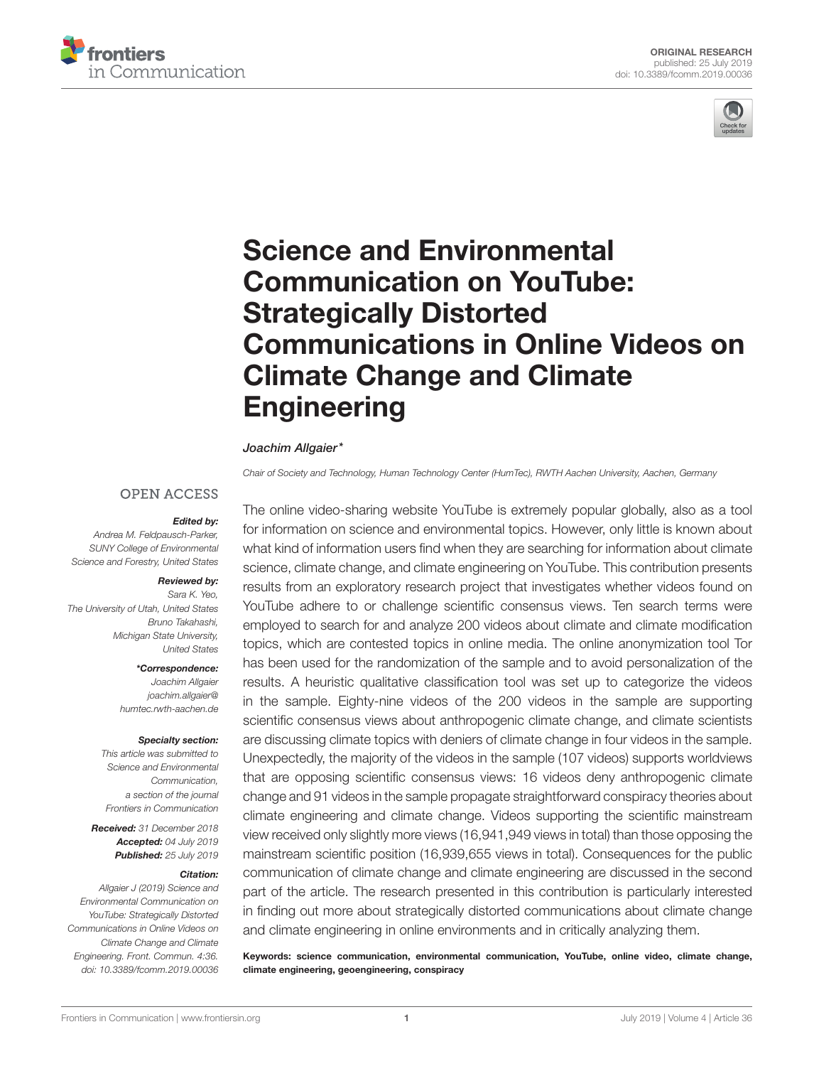ORIGINAL RESEARCH
published: 25 July 2019
doi: 10.3389/fcomm.2019.00036

# Science and Environmental Communication on YouTube: Strategically Distorted Communications in Online Videos on Climate Change and Climate Engineering

*Joachim Allgaier\**

*Chair of Society and Technology, Human Technology Center (HumTec), RWTH Aachen University, Aachen, Germany*

OPEN ACCESS

***Edited by:***
*Andrea M. Feldpausch-Parker, SUNY College of Environmental Science and Forestry, United States*

***Reviewed by:***
*Sara K. Yeo, The University of Utah, United States*
*Bruno Takahashi, Michigan State University, United States*

***\*Correspondence:***
*Joachim Allgaier*
*joachim.allgaier@humtec.rwth-aachen.de*

***Specialty section:***
*This article was submitted to Science and Environmental Communication, a section of the journal Frontiers in Communication*

***Received:*** *31 December 2018*
***Accepted:*** *04 July 2019*
***Published:*** *25 July 2019*

***Citation:***
*Allgaier J (2019) Science and Environmental Communication on YouTube: Strategically Distorted Communications in Online Videos on Climate Change and Climate Engineering. Front. Commun. 4:36. doi: 10.3389/fcomm.2019.00036*

The online video-sharing website YouTube is extremely popular globally, also as a tool for information on science and environmental topics. However, only little is known about what kind of information users find when they are searching for information about climate science, climate change, and climate engineering on YouTube. This contribution presents results from an exploratory research project that investigates whether videos found on YouTube adhere to or challenge scientific consensus views. Ten search terms were employed to search for and analyze 200 videos about climate and climate modification topics, which are contested topics in online media. The online anonymization tool Tor has been used for the randomization of the sample and to avoid personalization of the results. A heuristic qualitative classification tool was set up to categorize the videos in the sample. Eighty-nine videos of the 200 videos in the sample are supporting scientific consensus views about anthropogenic climate change, and climate scientists are discussing climate topics with deniers of climate change in four videos in the sample. Unexpectedly, the majority of the videos in the sample (107 videos) supports worldviews that are opposing scientific consensus views: 16 videos deny anthropogenic climate change and 91 videos in the sample propagate straightforward conspiracy theories about climate engineering and climate change. Videos supporting the scientific mainstream view received only slightly more views (16,941,949 views in total) than those opposing the mainstream scientific position (16,939,655 views in total). Consequences for the public communication of climate change and climate engineering are discussed in the second part of the article. The research presented in this contribution is particularly interested in finding out more about strategically distorted communications about climate change and climate engineering in online environments and in critically analyzing them.

**Keywords: science communication, environmental communication, YouTube, online video, climate change, climate engineering, geoengineering, conspiracy**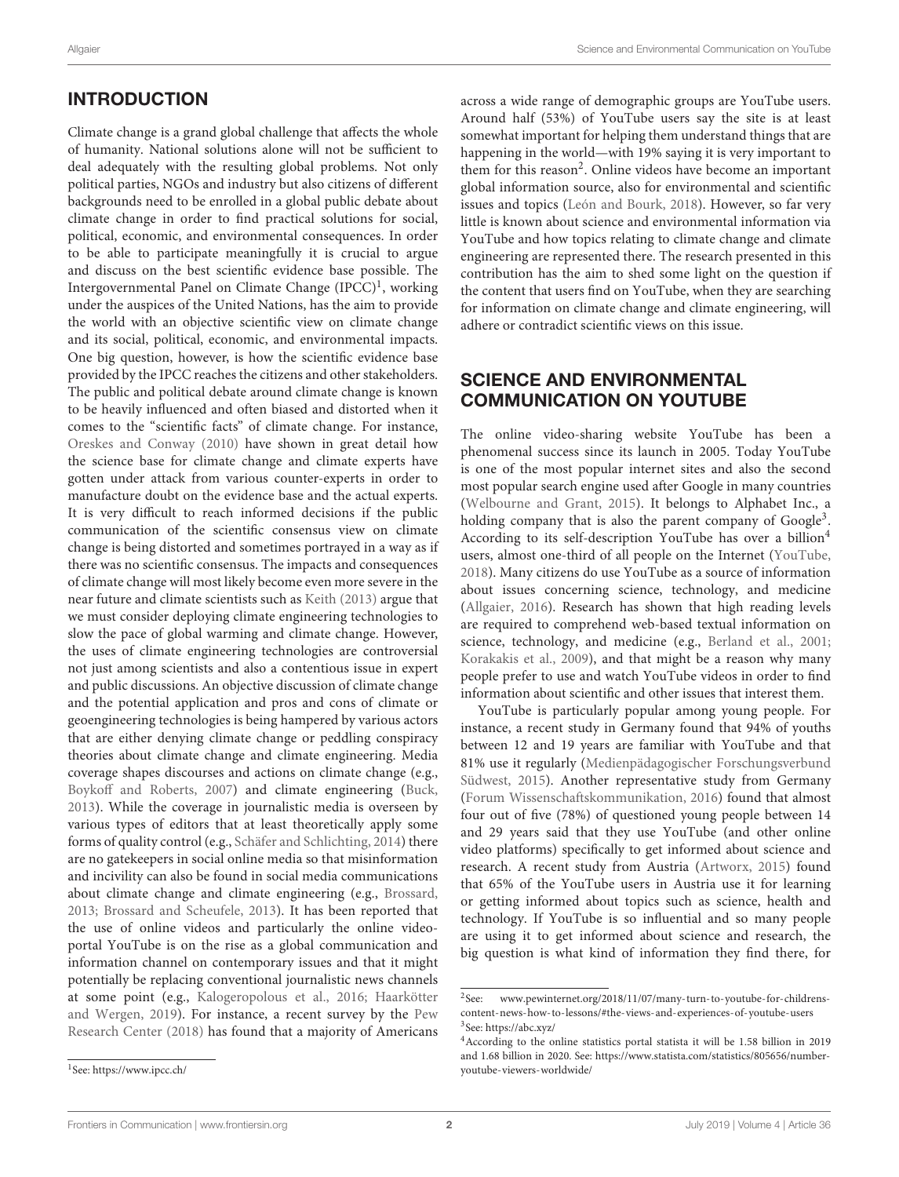## INTRODUCTION

Climate change is a grand global challenge that affects the whole of humanity. National solutions alone will not be sufficient to deal adequately with the resulting global problems. Not only political parties, NGOs and industry but also citizens of different backgrounds need to be enrolled in a global public debate about climate change in order to find practical solutions for social, political, economic, and environmental consequences. In order to be able to participate meaningfully it is crucial to argue and discuss on the best scientific evidence base possible. The Intergovernmental Panel on Climate Change (IPCC)[1], working under the auspices of the United Nations, has the aim to provide the world with an objective scientific view on climate change and its social, political, economic, and environmental impacts. One big question, however, is how the scientific evidence base provided by the IPCC reaches the citizens and other stakeholders. The public and political debate around climate change is known to be heavily influenced and often biased and distorted when it comes to the "scientific facts" of climate change. For instance, Oreskes and Conway (2010) have shown in great detail how the science base for climate change and climate experts have gotten under attack from various counter-experts in order to manufacture doubt on the evidence base and the actual experts. It is very difficult to reach informed decisions if the public communication of the scientific consensus view on climate change is being distorted and sometimes portrayed in a way as if there was no scientific consensus. The impacts and consequences of climate change will most likely become even more severe in the near future and climate scientists such as Keith (2013) argue that we must consider deploying climate engineering technologies to slow the pace of global warming and climate change. However, the uses of climate engineering technologies are controversial not just among scientists and also a contentious issue in expert and public discussions. An objective discussion of climate change and the potential application and pros and cons of climate or geoengineering technologies is being hampered by various actors that are either denying climate change or peddling conspiracy theories about climate change and climate engineering. Media coverage shapes discourses and actions on climate change (e.g., Boykoff and Roberts, 2007) and climate engineering (Buck, 2013). While the coverage in journalistic media is overseen by various types of editors that at least theoretically apply some forms of quality control (e.g., Schäfer and Schlichting, 2014) there are no gatekeepers in social online media so that misinformation and incivility can also be found in social media communications about climate change and climate engineering (e.g., Brossard, 2013; Brossard and Scheufele, 2013). It has been reported that the use of online videos and particularly the online video-portal YouTube is on the rise as a global communication and information channel on contemporary issues and that it might potentially be replacing conventional journalistic news channels at some point (e.g., Kalogeropolous et al., 2016; Haarkötter and Wergen, 2019). For instance, a recent survey by the Pew Research Center (2018) has found that a majority of Americans across a wide range of demographic groups are YouTube users. Around half (53%) of YouTube users say the site is at least somewhat important for helping them understand things that are happening in the world—with 19% saying it is very important to them for this reason[2]. Online videos have become an important global information source, also for environmental and scientific issues and topics (León and Bourk, 2018). However, so far very little is known about science and environmental information via YouTube and how topics relating to climate change and climate engineering are represented there. The research presented in this contribution has the aim to shed some light on the question if the content that users find on YouTube, when they are searching for information on climate change and climate engineering, will adhere or contradict scientific views on this issue.

## SCIENCE AND ENVIRONMENTAL COMMUNICATION ON YOUTUBE

The online video-sharing website YouTube has been a phenomenal success since its launch in 2005. Today YouTube is one of the most popular internet sites and also the second most popular search engine used after Google in many countries (Welbourne and Grant, 2015). It belongs to Alphabet Inc., a holding company that is also the parent company of Google[3]. According to its self-description YouTube has over a billion[4] users, almost one-third of all people on the Internet (YouTube, 2018). Many citizens do use YouTube as a source of information about issues concerning science, technology, and medicine (Allgaier, 2016). Research has shown that high reading levels are required to comprehend web-based textual information on science, technology, and medicine (e.g., Berland et al., 2001; Korakakis et al., 2009), and that might be a reason why many people prefer to use and watch YouTube videos in order to find information about scientific and other issues that interest them.

YouTube is particularly popular among young people. For instance, a recent study in Germany found that 94% of youths between 12 and 19 years are familiar with YouTube and that 81% use it regularly (Medienpädagogischer Forschungsverbund Südwest, 2015). Another representative study from Germany (Forum Wissenschaftskommunikation, 2016) found that almost four out of five (78%) of questioned young people between 14 and 29 years said that they use YouTube (and other online video platforms) specifically to get informed about science and research. A recent study from Austria (Artworx, 2015) found that 65% of the YouTube users in Austria use it for learning or getting informed about topics such as science, health and technology. If YouTube is so influential and so many people are using it to get informed about science and research, the big question is what kind of information they find there, for

[1] See: https://www.ipcc.ch/

[2] See: www.pewinternet.org/2018/11/07/many-turn-to-youtube-for-childrens-content-news-how-to-lessons/#the-views-and-experiences-of-youtube-users

[3] See: https://abc.xyz/

[4] According to the online statistics portal statista it will be 1.58 billion in 2019 and 1.68 billion in 2020. See: https://www.statista.com/statistics/805656/number-youtube-viewers-worldwide/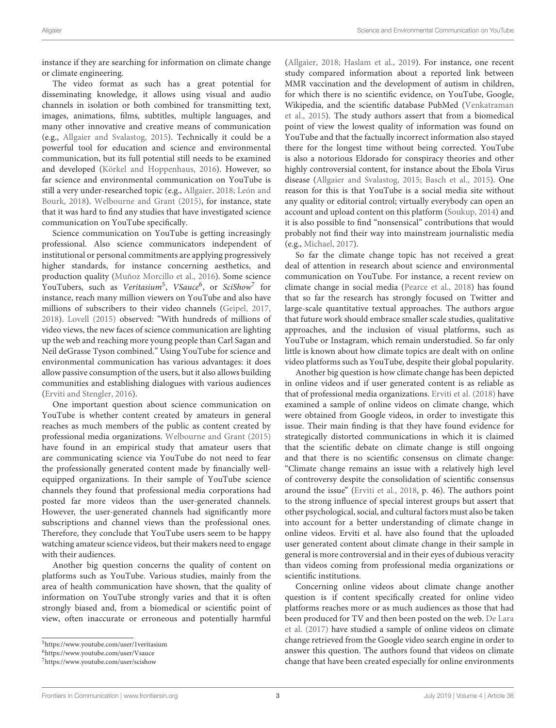instance if they are searching for information on climate change or climate engineering.

The video format as such has a great potential for disseminating knowledge, it allows using visual and audio channels in isolation or both combined for transmitting text, images, animations, films, subtitles, multiple languages, and many other innovative and creative means of communication (e.g., Allgaier and Svalastog, 2015). Technically it could be a powerful tool for education and science and environmental communication, but its full potential still needs to be examined and developed (Körkel and Hoppenhaus, 2016). However, so far science and environmental communication on YouTube is still a very under-researched topic (e.g., Allgaier, 2018; León and Bourk, 2018). Welbourne and Grant (2015), for instance, state that it was hard to find any studies that have investigated science communication on YouTube specifically.

Science communication on YouTube is getting increasingly professional. Also science communicators independent of institutional or personal commitments are applying progressively higher standards, for instance concerning aesthetics, and production quality (Muñoz Morcillo et al., 2016). Some science YouTubers, such as *Veritasium*[5], *VSauce*[6], or *SciShow*[7] for instance, reach many million viewers on YouTube and also have millions of subscribers to their video channels (Geipel, 2017, 2018). Lovell (2015) observed: "With hundreds of millions of video views, the new faces of science communication are lighting up the web and reaching more young people than Carl Sagan and Neil deGrasse Tyson combined." Using YouTube for science and environmental communication has various advantages: it does allow passive consumption of the users, but it also allows building communities and establishing dialogues with various audiences (Erviti and Stengler, 2016).

One important question about science communication on YouTube is whether content created by amateurs in general reaches as much members of the public as content created by professional media organizations. Welbourne and Grant (2015) have found in an empirical study that amateur users that are communicating science via YouTube do not need to fear the professionally generated content made by financially well-equipped organizations. In their sample of YouTube science channels they found that professional media corporations had posted far more videos than the user-generated channels. However, the user-generated channels had significantly more subscriptions and channel views than the professional ones. Therefore, they conclude that YouTube users seem to be happy watching amateur science videos, but their makers need to engage with their audiences.

Another big question concerns the quality of content on platforms such as YouTube. Various studies, mainly from the area of health communication have shown, that the quality of information on YouTube strongly varies and that it is often strongly biased and, from a biomedical or scientific point of view, often inaccurate or erroneous and potentially harmful (Allgaier, 2018; Haslam et al., 2019). For instance, one recent study compared information about a reported link between MMR vaccination and the development of autism in children, for which there is no scientific evidence, on YouTube, Google, Wikipedia, and the scientific database PubMed (Venkatraman et al., 2015). The study authors assert that from a biomedical point of view the lowest quality of information was found on YouTube and that the factually incorrect information also stayed there for the longest time without being corrected. YouTube is also a notorious Eldorado for conspiracy theories and other highly controversial content, for instance about the Ebola Virus disease (Allgaier and Svalastog, 2015; Basch et al., 2015). One reason for this is that YouTube is a social media site without any quality or editorial control; virtually everybody can open an account and upload content on this platform (Soukup, 2014) and it is also possible to find "nonsensical" contributions that would probably not find their way into mainstream journalistic media (e.g., Michael, 2017).

So far the climate change topic has not received a great deal of attention in research about science and environmental communication on YouTube. For instance, a recent review on climate change in social media (Pearce et al., 2018) has found that so far the research has strongly focused on Twitter and large-scale quantitative textual approaches. The authors argue that future work should embrace smaller scale studies, qualitative approaches, and the inclusion of visual platforms, such as YouTube or Instagram, which remain understudied. So far only little is known about how climate topics are dealt with on online video platforms such as YouTube, despite their global popularity.

Another big question is how climate change has been depicted in online videos and if user generated content is as reliable as that of professional media organizations. Erviti et al. (2018) have examined a sample of online videos on climate change, which were obtained from Google videos, in order to investigate this issue. Their main finding is that they have found evidence for strategically distorted communications in which it is claimed that the scientific debate on climate change is still ongoing and that there is no scientific consensus on climate change: "Climate change remains an issue with a relatively high level of controversy despite the consolidation of scientific consensus around the issue" (Erviti et al., 2018, p. 46). The authors point to the strong influence of special interest groups but assert that other psychological, social, and cultural factors must also be taken into account for a better understanding of climate change in online videos. Erviti et al. have also found that the uploaded user generated content about climate change in their sample in general is more controversial and in their eyes of dubious veracity than videos coming from professional media organizations or scientific institutions.

Concerning online videos about climate change another question is if content specifically created for online video platforms reaches more or as much audiences as those that had been produced for TV and then been posted on the web. De Lara et al. (2017) have studied a sample of online videos on climate change retrieved from the Google video search engine in order to answer this question. The authors found that videos on climate change that have been created especially for online environments

[5]https://www.youtube.com/user/1veritasium

[6]https://www.youtube.com/user/Vsauce

[7]https://www.youtube.com/user/scishow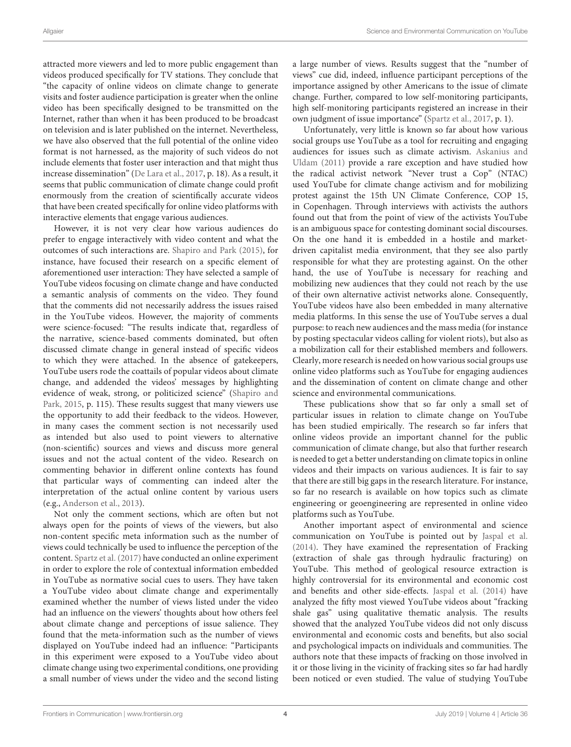attracted more viewers and led to more public engagement than videos produced specifically for TV stations. They conclude that "the capacity of online videos on climate change to generate visits and foster audience participation is greater when the online video has been specifically designed to be transmitted on the Internet, rather than when it has been produced to be broadcast on television and is later published on the internet. Nevertheless, we have also observed that the full potential of the online video format is not harnessed, as the majority of such videos do not include elements that foster user interaction and that might thus increase dissemination" (De Lara et al., 2017, p. 18). As a result, it seems that public communication of climate change could profit enormously from the creation of scientifically accurate videos that have been created specifically for online video platforms with interactive elements that engage various audiences.

However, it is not very clear how various audiences do prefer to engage interactively with video content and what the outcomes of such interactions are. Shapiro and Park (2015), for instance, have focused their research on a specific element of aforementioned user interaction: They have selected a sample of YouTube videos focusing on climate change and have conducted a semantic analysis of comments on the video. They found that the comments did not necessarily address the issues raised in the YouTube videos. However, the majority of comments were science-focused: "The results indicate that, regardless of the narrative, science-based comments dominated, but often discussed climate change in general instead of specific videos to which they were attached. In the absence of gatekeepers, YouTube users rode the coattails of popular videos about climate change, and addended the videos' messages by highlighting evidence of weak, strong, or politicized science" (Shapiro and Park, 2015, p. 115). These results suggest that many viewers use the opportunity to add their feedback to the videos. However, in many cases the comment section is not necessarily used as intended but also used to point viewers to alternative (non-scientific) sources and views and discuss more general issues and not the actual content of the video. Research on commenting behavior in different online contexts has found that particular ways of commenting can indeed alter the interpretation of the actual online content by various users (e.g., Anderson et al., 2013).

Not only the comment sections, which are often but not always open for the points of views of the viewers, but also non-content specific meta information such as the number of views could technically be used to influence the perception of the content. Spartz et al. (2017) have conducted an online experiment in order to explore the role of contextual information embedded in YouTube as normative social cues to users. They have taken a YouTube video about climate change and experimentally examined whether the number of views listed under the video had an influence on the viewers' thoughts about how others feel about climate change and perceptions of issue salience. They found that the meta-information such as the number of views displayed on YouTube indeed had an influence: "Participants in this experiment were exposed to a YouTube video about climate change using two experimental conditions, one providing a small number of views under the video and the second listing a large number of views. Results suggest that the "number of views" cue did, indeed, influence participant perceptions of the importance assigned by other Americans to the issue of climate change. Further, compared to low self-monitoring participants, high self-monitoring participants registered an increase in their own judgment of issue importance" (Spartz et al., 2017, p. 1).

Unfortunately, very little is known so far about how various social groups use YouTube as a tool for recruiting and engaging audiences for issues such as climate activism. Askanius and Uldam (2011) provide a rare exception and have studied how the radical activist network "Never trust a Cop" (NTAC) used YouTube for climate change activism and for mobilizing protest against the 15th UN Climate Conference, COP 15, in Copenhagen. Through interviews with activists the authors found out that from the point of view of the activists YouTube is an ambiguous space for contesting dominant social discourses. On the one hand it is embedded in a hostile and market-driven capitalist media environment, that they see also partly responsible for what they are protesting against. On the other hand, the use of YouTube is necessary for reaching and mobilizing new audiences that they could not reach by the use of their own alternative activist networks alone. Consequently, YouTube videos have also been embedded in many alternative media platforms. In this sense the use of YouTube serves a dual purpose: to reach new audiences and the mass media (for instance by posting spectacular videos calling for violent riots), but also as a mobilization call for their established members and followers. Clearly, more research is needed on how various social groups use online video platforms such as YouTube for engaging audiences and the dissemination of content on climate change and other science and environmental communications.

These publications show that so far only a small set of particular issues in relation to climate change on YouTube has been studied empirically. The research so far infers that online videos provide an important channel for the public communication of climate change, but also that further research is needed to get a better understanding on climate topics in online videos and their impacts on various audiences. It is fair to say that there are still big gaps in the research literature. For instance, so far no research is available on how topics such as climate engineering or geoengineering are represented in online video platforms such as YouTube.

Another important aspect of environmental and science communication on YouTube is pointed out by Jaspal et al. (2014). They have examined the representation of Fracking (extraction of shale gas through hydraulic fracturing) on YouTube. This method of geological resource extraction is highly controversial for its environmental and economic cost and benefits and other side-effects. Jaspal et al. (2014) have analyzed the fifty most viewed YouTube videos about "fracking shale gas" using qualitative thematic analysis. The results showed that the analyzed YouTube videos did not only discuss environmental and economic costs and benefits, but also social and psychological impacts on individuals and communities. The authors note that these impacts of fracking on those involved in it or those living in the vicinity of fracking sites so far had hardly been noticed or even studied. The value of studying YouTube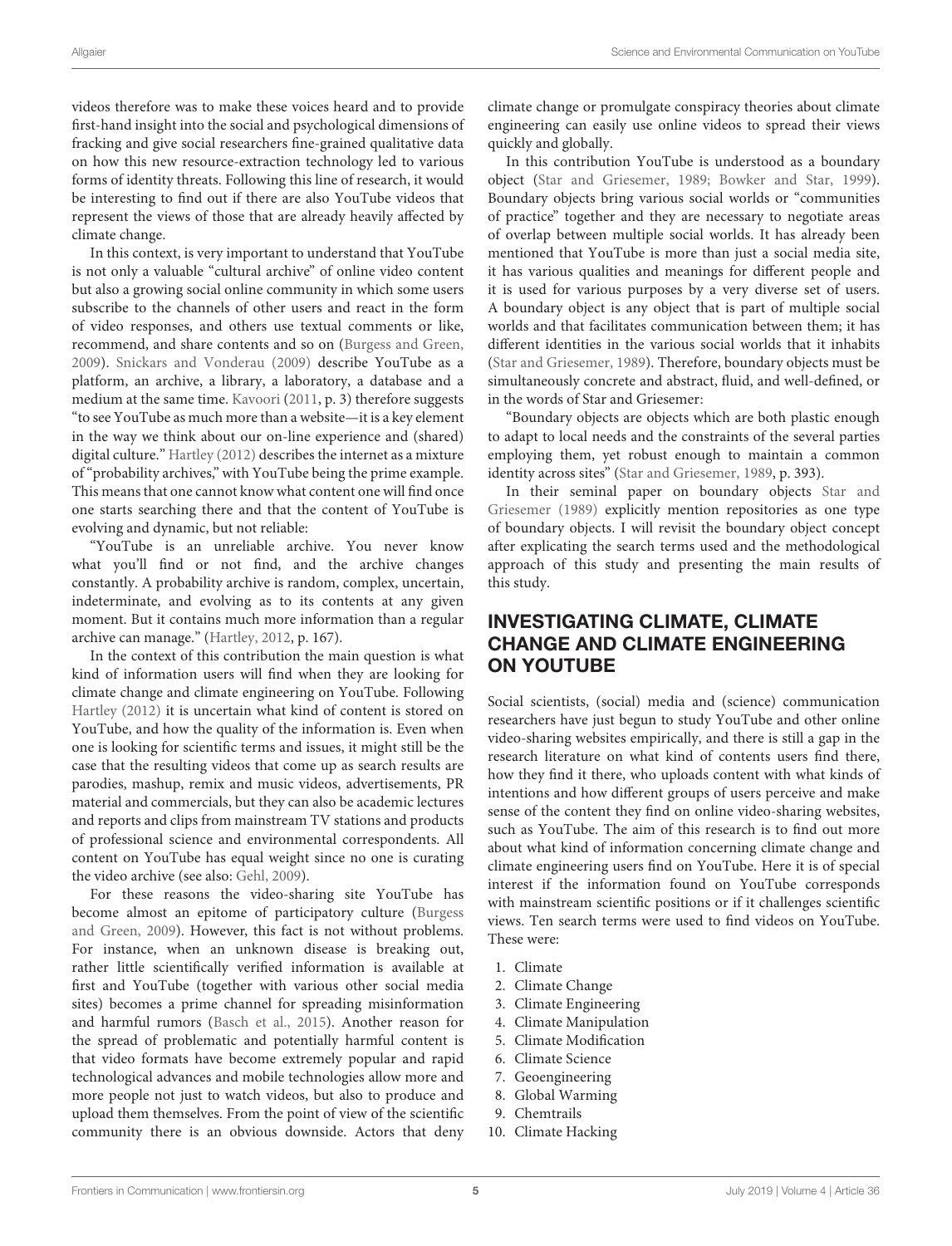videos therefore was to make these voices heard and to provide first-hand insight into the social and psychological dimensions of fracking and give social researchers fine-grained qualitative data on how this new resource-extraction technology led to various forms of identity threats. Following this line of research, it would be interesting to find out if there are also YouTube videos that represent the views of those that are already heavily affected by climate change.

In this context, is very important to understand that YouTube is not only a valuable "cultural archive" of online video content but also a growing social online community in which some users subscribe to the channels of other users and react in the form of video responses, and others use textual comments or like, recommend, and share contents and so on (Burgess and Green, 2009). Snickars and Vonderau (2009) describe YouTube as a platform, an archive, a library, a laboratory, a database and a medium at the same time. Kavoori (2011, p. 3) therefore suggests "to see YouTube as much more than a website—it is a key element in the way we think about our on-line experience and (shared) digital culture." Hartley (2012) describes the internet as a mixture of "probability archives," with YouTube being the prime example. This means that one cannot know what content one will find once one starts searching there and that the content of YouTube is evolving and dynamic, but not reliable:

"YouTube is an unreliable archive. You never know what you'll find or not find, and the archive changes constantly. A probability archive is random, complex, uncertain, indeterminate, and evolving as to its contents at any given moment. But it contains much more information than a regular archive can manage." (Hartley, 2012, p. 167).

In the context of this contribution the main question is what kind of information users will find when they are looking for climate change and climate engineering on YouTube. Following Hartley (2012) it is uncertain what kind of content is stored on YouTube, and how the quality of the information is. Even when one is looking for scientific terms and issues, it might still be the case that the resulting videos that come up as search results are parodies, mashup, remix and music videos, advertisements, PR material and commercials, but they can also be academic lectures and reports and clips from mainstream TV stations and products of professional science and environmental correspondents. All content on YouTube has equal weight since no one is curating the video archive (see also: Gehl, 2009).

For these reasons the video-sharing site YouTube has become almost an epitome of participatory culture (Burgess and Green, 2009). However, this fact is not without problems. For instance, when an unknown disease is breaking out, rather little scientifically verified information is available at first and YouTube (together with various other social media sites) becomes a prime channel for spreading misinformation and harmful rumors (Basch et al., 2015). Another reason for the spread of problematic and potentially harmful content is that video formats have become extremely popular and rapid technological advances and mobile technologies allow more and more people not just to watch videos, but also to produce and upload them themselves. From the point of view of the scientific community there is an obvious downside. Actors that deny climate change or promulgate conspiracy theories about climate engineering can easily use online videos to spread their views quickly and globally.

In this contribution YouTube is understood as a boundary object (Star and Griesemer, 1989; Bowker and Star, 1999). Boundary objects bring various social worlds or "communities of practice" together and they are necessary to negotiate areas of overlap between multiple social worlds. It has already been mentioned that YouTube is more than just a social media site, it has various qualities and meanings for different people and it is used for various purposes by a very diverse set of users. A boundary object is any object that is part of multiple social worlds and that facilitates communication between them; it has different identities in the various social worlds that it inhabits (Star and Griesemer, 1989). Therefore, boundary objects must be simultaneously concrete and abstract, fluid, and well-defined, or in the words of Star and Griesemer:

"Boundary objects are objects which are both plastic enough to adapt to local needs and the constraints of the several parties employing them, yet robust enough to maintain a common identity across sites" (Star and Griesemer, 1989, p. 393).

In their seminal paper on boundary objects Star and Griesemer (1989) explicitly mention repositories as one type of boundary objects. I will revisit the boundary object concept after explicating the search terms used and the methodological approach of this study and presenting the main results of this study.

## INVESTIGATING CLIMATE, CLIMATE CHANGE AND CLIMATE ENGINEERING ON YOUTUBE

Social scientists, (social) media and (science) communication researchers have just begun to study YouTube and other online video-sharing websites empirically, and there is still a gap in the research literature on what kind of contents users find there, how they find it there, who uploads content with what kinds of intentions and how different groups of users perceive and make sense of the content they find on online video-sharing websites, such as YouTube. The aim of this research is to find out more about what kind of information concerning climate change and climate engineering users find on YouTube. Here it is of special interest if the information found on YouTube corresponds with mainstream scientific positions or if it challenges scientific views. Ten search terms were used to find videos on YouTube. These were:

1. Climate
2. Climate Change
3. Climate Engineering
4. Climate Manipulation
5. Climate Modification
6. Climate Science
7. Geoengineering
8. Global Warming
9. Chemtrails
10. Climate Hacking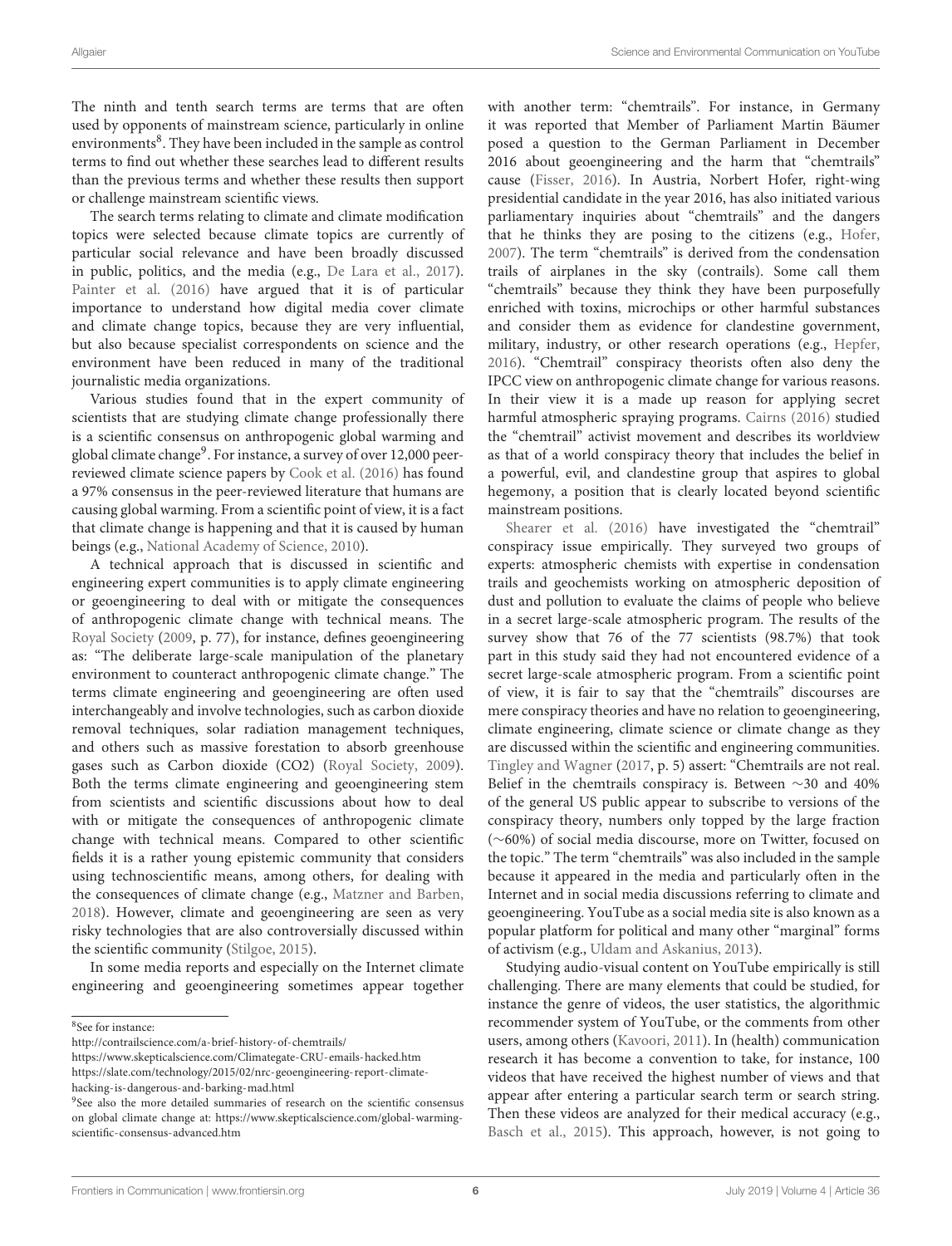The ninth and tenth search terms are terms that are often used by opponents of mainstream science, particularly in online environments[8]. They have been included in the sample as control terms to find out whether these searches lead to different results than the previous terms and whether these results then support or challenge mainstream scientific views.

The search terms relating to climate and climate modification topics were selected because climate topics are currently of particular social relevance and have been broadly discussed in public, politics, and the media (e.g., De Lara et al., 2017). Painter et al. (2016) have argued that it is of particular importance to understand how digital media cover climate and climate change topics, because they are very influential, but also because specialist correspondents on science and the environment have been reduced in many of the traditional journalistic media organizations.

Various studies found that in the expert community of scientists that are studying climate change professionally there is a scientific consensus on anthropogenic global warming and global climate change[9]. For instance, a survey of over 12,000 peer-reviewed climate science papers by Cook et al. (2016) has found a 97% consensus in the peer-reviewed literature that humans are causing global warming. From a scientific point of view, it is a fact that climate change is happening and that it is caused by human beings (e.g., National Academy of Science, 2010).

A technical approach that is discussed in scientific and engineering expert communities is to apply climate engineering or geoengineering to deal with or mitigate the consequences of anthropogenic climate change with technical means. The Royal Society (2009, p. 77), for instance, defines geoengineering as: "The deliberate large-scale manipulation of the planetary environment to counteract anthropogenic climate change." The terms climate engineering and geoengineering are often used interchangeably and involve technologies, such as carbon dioxide removal techniques, solar radiation management techniques, and others such as massive forestation to absorb greenhouse gases such as Carbon dioxide ($CO_2$) (Royal Society, 2009). Both the terms climate engineering and geoengineering stem from scientists and scientific discussions about how to deal with or mitigate the consequences of anthropogenic climate change with technical means. Compared to other scientific fields it is a rather young epistemic community that considers using technoscientific means, among others, for dealing with the consequences of climate change (e.g., Matzner and Barben, 2018). However, climate and geoengineering are seen as very risky technologies that are also controversially discussed within the scientific community (Stilgoe, 2015).

In some media reports and especially on the Internet climate engineering and geoengineering sometimes appear together with another term: "chemtrails". For instance, in Germany it was reported that Member of Parliament Martin Bäumer posed a question to the German Parliament in December 2016 about geoengineering and the harm that "chemtrails" cause (Fisser, 2016). In Austria, Norbert Hofer, right-wing presidential candidate in the year 2016, has also initiated various parliamentary inquiries about "chemtrails" and the dangers that he thinks they are posing to the citizens (e.g., Hofer, 2007). The term "chemtrails" is derived from the condensation trails of airplanes in the sky (contrails). Some call them "chemtrails" because they think they have been purposefully enriched with toxins, microchips or other harmful substances and consider them as evidence for clandestine government, military, industry, or other research operations (e.g., Hepfer, 2016). "Chemtrail" conspiracy theorists often also deny the IPCC view on anthropogenic climate change for various reasons. In their view it is a made up reason for applying secret harmful atmospheric spraying programs. Cairns (2016) studied the "chemtrail" activist movement and describes its worldview as that of a world conspiracy theory that includes the belief in a powerful, evil, and clandestine group that aspires to global hegemony, a position that is clearly located beyond scientific mainstream positions.

Shearer et al. (2016) have investigated the "chemtrail" conspiracy issue empirically. They surveyed two groups of experts: atmospheric chemists with expertise in condensation trails and geochemists working on atmospheric deposition of dust and pollution to evaluate the claims of people who believe in a secret large-scale atmospheric program. The results of the survey show that 76 of the 77 scientists (98.7%) that took part in this study said they had not encountered evidence of a secret large-scale atmospheric program. From a scientific point of view, it is fair to say that the "chemtrails" discourses are mere conspiracy theories and have no relation to geoengineering, climate engineering, climate science or climate change as they are discussed within the scientific and engineering communities. Tingley and Wagner (2017, p. 5) assert: "Chemtrails are not real. Belief in the chemtrails conspiracy is. Between ∼30 and 40% of the general US public appear to subscribe to versions of the conspiracy theory, numbers only topped by the large fraction (∼60%) of social media discourse, more on Twitter, focused on the topic." The term "chemtrails" was also included in the sample because it appeared in the media and particularly often in the Internet and in social media discussions referring to climate and geoengineering. YouTube as a social media site is also known as a popular platform for political and many other "marginal" forms of activism (e.g., Uldam and Askanius, 2013).

Studying audio-visual content on YouTube empirically is still challenging. There are many elements that could be studied, for instance the genre of videos, the user statistics, the algorithmic recommender system of YouTube, or the comments from other users, among others (Kavoori, 2011). In (health) communication research it has become a convention to take, for instance, 100 videos that have received the highest number of views and that appear after entering a particular search term or search string. Then these videos are analyzed for their medical accuracy (e.g., Basch et al., 2015). This approach, however, is not going to

---

[8] See for instance:
http://contrailscience.com/a-brief-history-of-chemtrails/
https://www.skepticalscience.com/Climategate-CRU-emails-hacked.htm
https://slate.com/technology/2015/02/nrc-geoengineering-report-climate-hacking-is-dangerous-and-barking-mad.html

[9] See also the more detailed summaries of research on the scientific consensus on global climate change at: https://www.skepticalscience.com/global-warming-scientific-consensus-advanced.htm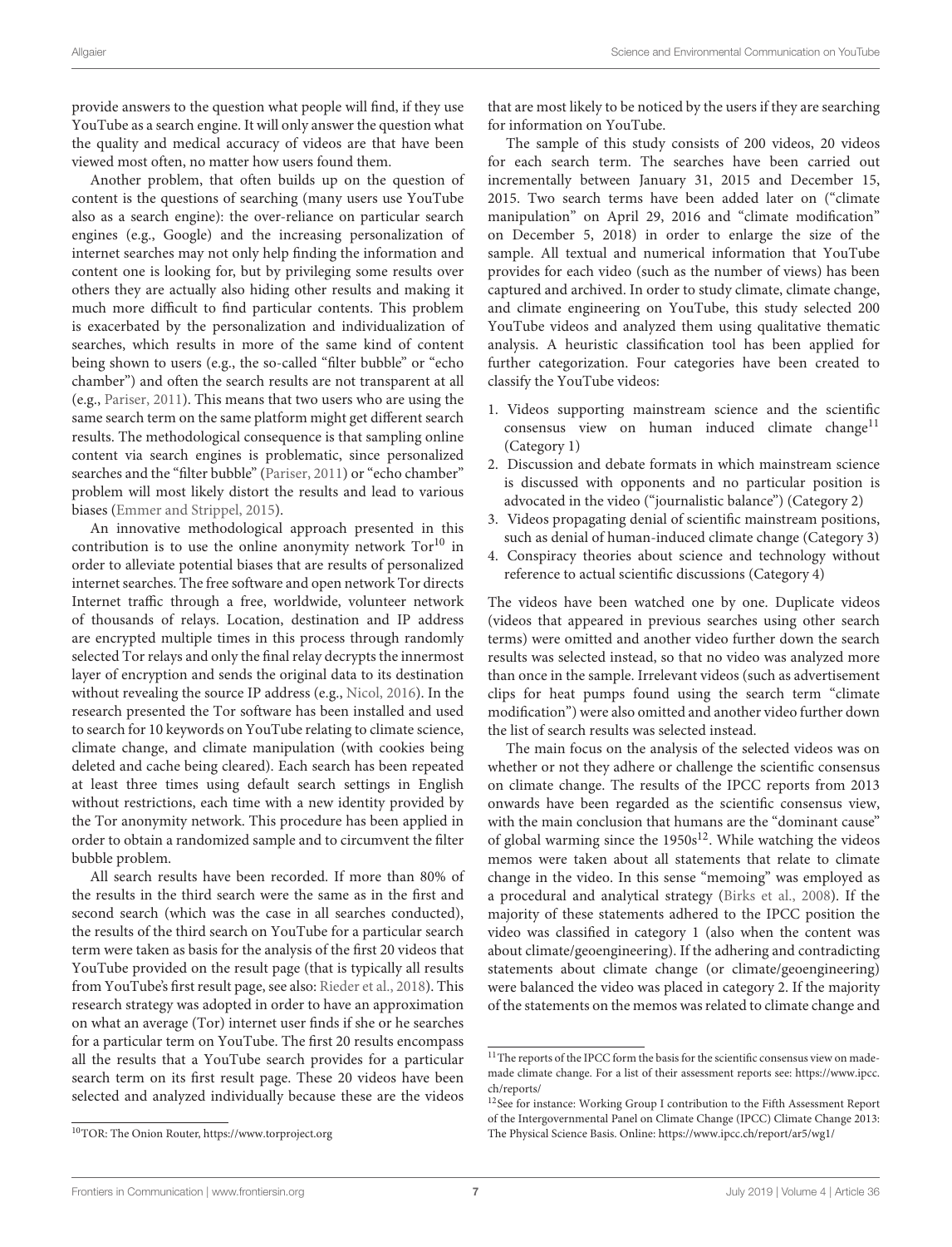provide answers to the question what people will find, if they use YouTube as a search engine. It will only answer the question what the quality and medical accuracy of videos are that have been viewed most often, no matter how users found them.

Another problem, that often builds up on the question of content is the questions of searching (many users use YouTube also as a search engine): the over-reliance on particular search engines (e.g., Google) and the increasing personalization of internet searches may not only help finding the information and content one is looking for, but by privileging some results over others they are actually also hiding other results and making it much more difficult to find particular contents. This problem is exacerbated by the personalization and individualization of searches, which results in more of the same kind of content being shown to users (e.g., the so-called "filter bubble" or "echo chamber") and often the search results are not transparent at all (e.g., Pariser, 2011). This means that two users who are using the same search term on the same platform might get different search results. The methodological consequence is that sampling online content via search engines is problematic, since personalized searches and the "filter bubble" (Pariser, 2011) or "echo chamber" problem will most likely distort the results and lead to various biases (Emmer and Strippel, 2015).

An innovative methodological approach presented in this contribution is to use the online anonymity network Tor[10] in order to alleviate potential biases that are results of personalized internet searches. The free software and open network Tor directs Internet traffic through a free, worldwide, volunteer network of thousands of relays. Location, destination and IP address are encrypted multiple times in this process through randomly selected Tor relays and only the final relay decrypts the innermost layer of encryption and sends the original data to its destination without revealing the source IP address (e.g., Nicol, 2016). In the research presented the Tor software has been installed and used to search for 10 keywords on YouTube relating to climate science, climate change, and climate manipulation (with cookies being deleted and cache being cleared). Each search has been repeated at least three times using default search settings in English without restrictions, each time with a new identity provided by the Tor anonymity network. This procedure has been applied in order to obtain a randomized sample and to circumvent the filter bubble problem.

All search results have been recorded. If more than 80% of the results in the third search were the same as in the first and second search (which was the case in all searches conducted), the results of the third search on YouTube for a particular search term were taken as basis for the analysis of the first 20 videos that YouTube provided on the result page (that is typically all results from YouTube's first result page, see also: Rieder et al., 2018). This research strategy was adopted in order to have an approximation on what an average (Tor) internet user finds if she or he searches for a particular term on YouTube. The first 20 results encompass all the results that a YouTube search provides for a particular search term on its first result page. These 20 videos have been selected and analyzed individually because these are the videos that are most likely to be noticed by the users if they are searching for information on YouTube.

The sample of this study consists of 200 videos, 20 videos for each search term. The searches have been carried out incrementally between January 31, 2015 and December 15, 2015. Two search terms have been added later on ("climate manipulation" on April 29, 2016 and "climate modification" on December 5, 2018) in order to enlarge the size of the sample. All textual and numerical information that YouTube provides for each video (such as the number of views) has been captured and archived. In order to study climate, climate change, and climate engineering on YouTube, this study selected 200 YouTube videos and analyzed them using qualitative thematic analysis. A heuristic classification tool has been applied for further categorization. Four categories have been created to classify the YouTube videos:

1. Videos supporting mainstream science and the scientific consensus view on human induced climate change[11] (Category 1)
2. Discussion and debate formats in which mainstream science is discussed with opponents and no particular position is advocated in the video ("journalistic balance") (Category 2)
3. Videos propagating denial of scientific mainstream positions, such as denial of human-induced climate change (Category 3)
4. Conspiracy theories about science and technology without reference to actual scientific discussions (Category 4)

The videos have been watched one by one. Duplicate videos (videos that appeared in previous searches using other search terms) were omitted and another video further down the search results was selected instead, so that no video was analyzed more than once in the sample. Irrelevant videos (such as advertisement clips for heat pumps found using the search term "climate modification") were also omitted and another video further down the list of search results was selected instead.

The main focus on the analysis of the selected videos was on whether or not they adhere or challenge the scientific consensus on climate change. The results of the IPCC reports from 2013 onwards have been regarded as the scientific consensus view, with the main conclusion that humans are the "dominant cause" of global warming since the 1950s[12]. While watching the videos memos were taken about all statements that relate to climate change in the video. In this sense "memoing" was employed as a procedural and analytical strategy (Birks et al., 2008). If the majority of these statements adhered to the IPCC position the video was classified in category 1 (also when the content was about climate/geoengineering). If the adhering and contradicting statements about climate change (or climate/geoengineering) were balanced the video was placed in category 2. If the majority of the statements on the memos was related to climate change and

---

[10] TOR: The Onion Router, https://www.torproject.org

[11] The reports of the IPCC form the basis for the scientific consensus view on made-made climate change. For a list of their assessment reports see: https://www.ipcc.ch/reports/

[12] See for instance: Working Group I contribution to the Fifth Assessment Report of the Intergovernmental Panel on Climate Change (IPCC) Climate Change 2013: The Physical Science Basis. Online: https://www.ipcc.ch/report/ar5/wg1/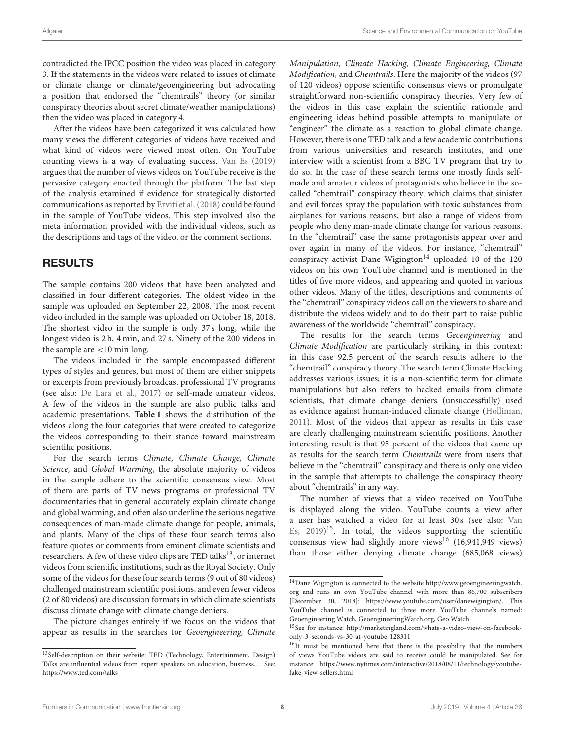contradicted the IPCC position the video was placed in category 3. If the statements in the videos were related to issues of climate or climate change or climate/geoengineering but advocating a position that endorsed the "chemtrails" theory (or similar conspiracy theories about secret climate/weather manipulations) then the video was placed in category 4.

After the videos have been categorized it was calculated how many views the different categories of videos have received and what kind of videos were viewed most often. On YouTube counting views is a way of evaluating success. Van Es (2019) argues that the number of views videos on YouTube receive is the pervasive category enacted through the platform. The last step of the analysis examined if evidence for strategically distorted communications as reported by Erviti et al. (2018) could be found in the sample of YouTube videos. This step involved also the meta information provided with the individual videos, such as the descriptions and tags of the video, or the comment sections.

## RESULTS

The sample contains 200 videos that have been analyzed and classified in four different categories. The oldest video in the sample was uploaded on September 22, 2008. The most recent video included in the sample was uploaded on October 18, 2018. The shortest video in the sample is only 37 s long, while the longest video is 2 h, 4 min, and 27 s. Ninety of the 200 videos in the sample are <10 min long.

The videos included in the sample encompassed different types of styles and genres, but most of them are either snippets or excerpts from previously broadcast professional TV programs (see also: De Lara et al., 2017) or self-made amateur videos. A few of the videos in the sample are also public talks and academic presentations. **Table 1** shows the distribution of the videos along the four categories that were created to categorize the videos corresponding to their stance toward mainstream scientific positions.

For the search terms *Climate, Climate Change, Climate Science,* and *Global Warming*, the absolute majority of videos in the sample adhere to the scientific consensus view. Most of them are parts of TV news programs or professional TV documentaries that in general accurately explain climate change and global warming, and often also underline the serious negative consequences of man-made climate change for people, animals, and plants. Many of the clips of these four search terms also feature quotes or comments from eminent climate scientists and researchers. A few of these video clips are TED talks[13], or internet videos from scientific institutions, such as the Royal Society. Only some of the videos for these four search terms (9 out of 80 videos) challenged mainstream scientific positions, and even fewer videos (2 of 80 videos) are discussion formats in which climate scientists discuss climate change with climate change deniers.

The picture changes entirely if we focus on the videos that appear as results in the searches for *Geoengineering, Climate Manipulation, Climate Hacking, Climate Engineering, Climate Modification,* and *Chemtrails*. Here the majority of the videos (97 of 120 videos) oppose scientific consensus views or promulgate straightforward non-scientific conspiracy theories. Very few of the videos in this case explain the scientific rationale and engineering ideas behind possible attempts to manipulate or "engineer" the climate as a reaction to global climate change. However, there is one TED talk and a few academic contributions from various universities and research institutes, and one interview with a scientist from a BBC TV program that try to do so. In the case of these search terms one mostly finds self-made and amateur videos of protagonists who believe in the so-called "chemtrail" conspiracy theory, which claims that sinister and evil forces spray the population with toxic substances from airplanes for various reasons, but also a range of videos from people who deny man-made climate change for various reasons. In the "chemtrail" case the same protagonists appear over and over again in many of the videos. For instance, "chemtrail" conspiracy activist Dane Wigington[14] uploaded 10 of the 120 videos on his own YouTube channel and is mentioned in the titles of five more videos, and appearing and quoted in various other videos. Many of the titles, descriptions and comments of the "chemtrail" conspiracy videos call on the viewers to share and distribute the videos widely and to do their part to raise public awareness of the worldwide "chemtrail" conspiracy.

The results for the search terms *Geoengineering* and *Climate Modification* are particularly striking in this context: in this case 92.5 percent of the search results adhere to the "chemtrail" conspiracy theory. The search term Climate Hacking addresses various issues; it is a non-scientific term for climate manipulations but also refers to hacked emails from climate scientists, that climate change deniers (unsuccessfully) used as evidence against human-induced climate change (Holliman, 2011). Most of the videos that appear as results in this case are clearly challenging mainstream scientific positions. Another interesting result is that 95 percent of the videos that came up as results for the search term *Chemtrails* were from users that believe in the "chemtrail" conspiracy and there is only one video in the sample that attempts to challenge the conspiracy theory about "chemtrails" in any way.

The number of views that a video received on YouTube is displayed along the video. YouTube counts a view after a user has watched a video for at least 30 s (see also: Van Es, 2019)[15]. In total, the videos supporting the scientific consensus view had slightly more views[16] (16,941,949 views) than those either denying climate change (685,068 views)

---

[13] Self-description on their website: TED (Technology, Entertainment, Design) Talks are influential videos from expert speakers on education, business... See: https://www.ted.com/talks

[14] Dane Wigington is connected to the website http://www.geoengineeringwatch.org and runs an own YouTube channel with more than 86,700 subscribers [December 30, 2018]: https://www.youtube.com/user/danewigington/. This YouTube channel is connected to three more YouTube channels named: Geoengineering Watch, GeoengineeringWatch.org, Geo Watch.

[15] See for instance: http://marketingland.com/whats-a-video-view-on-facebook-only-3-seconds-vs-30-at-youtube-128311

[16] It must be mentioned here that there is the possibility that the numbers of views YouTube videos are said to receive could be manipulated. See for instance: https://www.nytimes.com/interactive/2018/08/11/technology/youtube-fake-view-sellers.html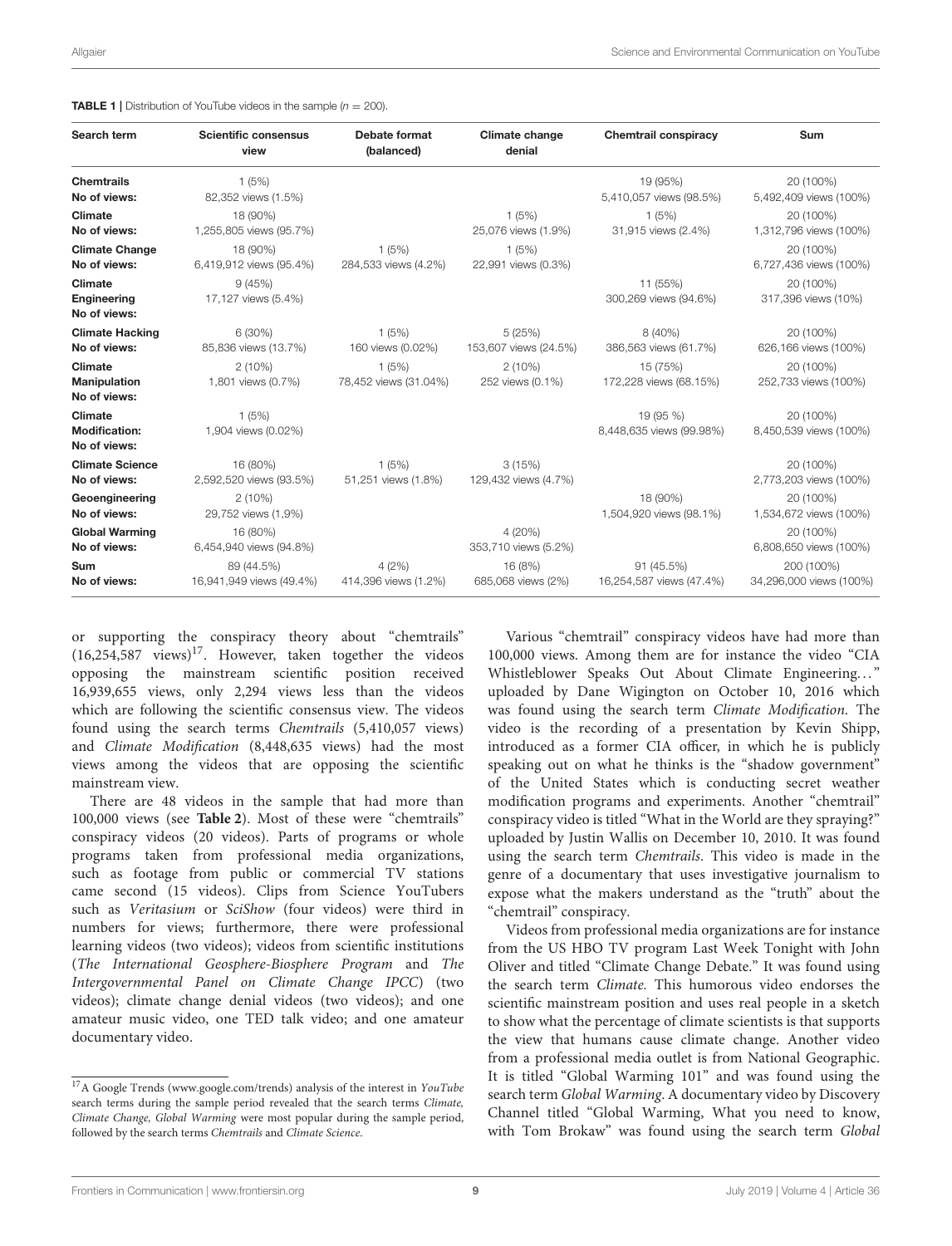**TABLE 1 |** Distribution of YouTube videos in the sample ($n$ = 200).

| Search term | Scientific consensus view | Debate format (balanced) | Climate change denial | Chemtrail conspiracy | Sum |
|---|---|---|---|---|---|
| **Chemtrails** | 1 (5%) | | | 19 (95%) | 20 (100%) |
| **No of views:** | 82,352 views (1.5%) | | | 5,410,057 views (98.5%) | 5,492,409 views (100%) |
| **Climate** | 18 (90%) | | 1 (5%) | 1 (5%) | 20 (100%) |
| **No of views:** | 1,255,805 views (95.7%) | | 25,076 views (1.9%) | 31,915 views (2.4%) | 1,312,796 views (100%) |
| **Climate Change** | 18 (90%) | 1 (5%) | 1 (5%) | | 20 (100%) |
| **No of views:** | 6,419,912 views (95.4%) | 284,533 views (4.2%) | 22,991 views (0.3%) | | 6,727,436 views (100%) |
| **Climate Engineering** | 9 (45%) | | | 11 (55%) | 20 (100%) |
| **No of views:** | 17,127 views (5.4%) | | | 300,269 views (94.6%) | 317,396 views (10%) |
| **Climate Hacking** | 6 (30%) | 1 (5%) | 5 (25%) | 8 (40%) | 20 (100%) |
| **No of views:** | 85,836 views (13.7%) | 160 views (0.02%) | 153,607 views (24.5%) | 386,563 views (61.7%) | 626,166 views (100%) |
| **Climate Manipulation** | 2 (10%) | 1 (5%) | 2 (10%) | 15 (75%) | 20 (100%) |
| **No of views:** | 1,801 views (0.7%) | 78,452 views (31.04%) | 252 views (0.1%) | 172,228 views (68.15%) | 252,733 views (100%) |
| **Climate Modification:** | 1 (5%) | | | 19 (95 %) | 20 (100%) |
| **No of views:** | 1,904 views (0.02%) | | | 8,448,635 views (99.98%) | 8,450,539 views (100%) |
| **Climate Science** | 16 (80%) | 1 (5%) | 3 (15%) | | 20 (100%) |
| **No of views:** | 2,592,520 views (93.5%) | 51,251 views (1.8%) | 129,432 views (4.7%) | | 2,773,203 views (100%) |
| **Geoengineering** | 2 (10%) | | | 18 (90%) | 20 (100%) |
| **No of views:** | 29,752 views (1,9%) | | | 1,504,920 views (98.1%) | 1,534,672 views (100%) |
| **Global Warming** | 16 (80%) | | 4 (20%) | | 20 (100%) |
| **No of views:** | 6,454,940 views (94.8%) | | 353,710 views (5.2%) | | 6,808,650 views (100%) |
| **Sum** | 89 (44.5%) | 4 (2%) | 16 (8%) | 91 (45.5%) | 200 (100%) |
| **No of views:** | 16,941,949 views (49.4%) | 414,396 views (1.2%) | 685,068 views (2%) | 16,254,587 views (47.4%) | 34,296,000 views (100%) |

or supporting the conspiracy theory about "chemtrails" (16,254,587 views)[17]. However, taken together the videos opposing the mainstream scientific position received 16,939,655 views, only 2,294 views less than the videos which are following the scientific consensus view. The videos found using the search terms *Chemtrails* (5,410,057 views) and *Climate Modification* (8,448,635 views) had the most views among the videos that are opposing the scientific mainstream view.

There are 48 videos in the sample that had more than 100,000 views (see **Table 2**). Most of these were "chemtrails" conspiracy videos (20 videos). Parts of programs or whole programs taken from professional media organizations, such as footage from public or commercial TV stations came second (15 videos). Clips from Science YouTubers such as *Veritasium* or *SciShow* (four videos) were third in numbers for views; furthermore, there were professional learning videos (two videos); videos from scientific institutions (*The International Geosphere-Biosphere Program* and *The Intergovernmental Panel on Climate Change IPCC*) (two videos); climate change denial videos (two videos); and one amateur music video, one TED talk video; and one amateur documentary video.

Various "chemtrail" conspiracy videos have had more than 100,000 views. Among them are for instance the video "CIA Whistleblower Speaks Out About Climate Engineering..." uploaded by Dane Wigington on October 10, 2016 which was found using the search term *Climate Modification*. The video is the recording of a presentation by Kevin Shipp, introduced as a former CIA officer, in which he is publicly speaking out on what he thinks is the "shadow government" of the United States which is conducting secret weather modification programs and experiments. Another "chemtrail" conspiracy video is titled "What in the World are they spraying?" uploaded by Justin Wallis on December 10, 2010. It was found using the search term *Chemtrails*. This video is made in the genre of a documentary that uses investigative journalism to expose what the makers understand as the "truth" about the "chemtrail" conspiracy.

Videos from professional media organizations are for instance from the US HBO TV program Last Week Tonight with John Oliver and titled "Climate Change Debate." It was found using the search term *Climate.* This humorous video endorses the scientific mainstream position and uses real people in a sketch to show what the percentage of climate scientists is that supports the view that humans cause climate change. Another video from a professional media outlet is from National Geographic. It is titled "Global Warming 101" and was found using the search term *Global Warming*. A documentary video by Discovery Channel titled "Global Warming, What you need to know, with Tom Brokaw" was found using the search term *Global*

[17] A Google Trends (www.google.com/trends) analysis of the interest in *YouTube* search terms during the sample period revealed that the search terms *Climate, Climate Change, Global Warming* were most popular during the sample period, followed by the search terms *Chemtrails* and *Climate Science*.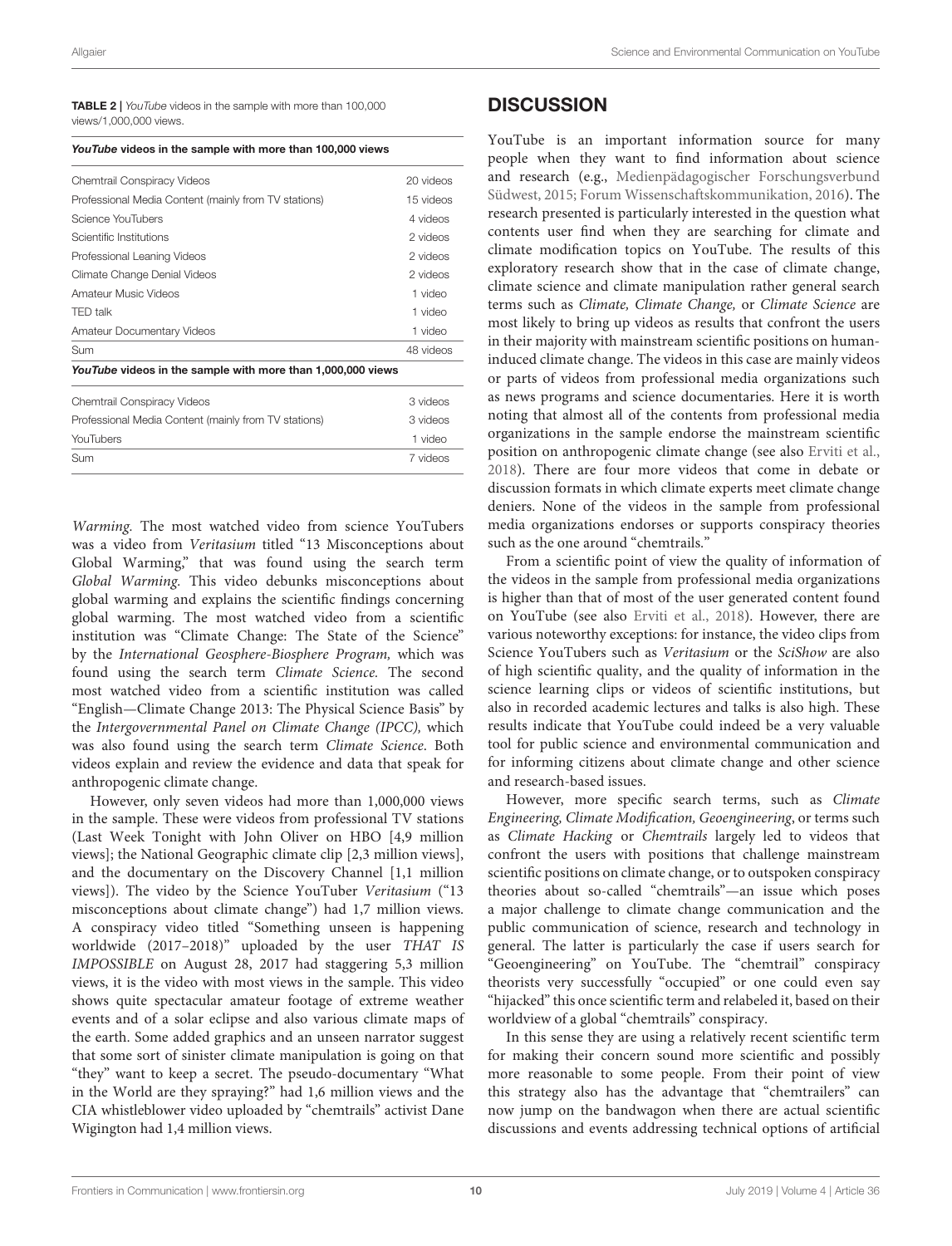**TABLE 2** | *YouTube* videos in the sample with more than 100,000 views/1,000,000 views.

| *YouTube* videos in the sample with more than 100,000 views | |
|---|---|
| Chemtrail Conspiracy Videos | 20 videos |
| Professional Media Content (mainly from TV stations) | 15 videos |
| Science YouTubers | 4 videos |
| Scientific Institutions | 2 videos |
| Professional Leaning Videos | 2 videos |
| Climate Change Denial Videos | 2 videos |
| Amateur Music Videos | 1 video |
| TED talk | 1 video |
| Amateur Documentary Videos | 1 video |
| Sum | 48 videos |
| ***YouTube* videos in the sample with more than 1,000,000 views** | |
| Chemtrail Conspiracy Videos | 3 videos |
| Professional Media Content (mainly from TV stations) | 3 videos |
| YouTubers | 1 video |
| Sum | 7 videos |

*Warming.* The most watched video from science YouTubers was a video from *Veritasium* titled "13 Misconceptions about Global Warming," that was found using the search term *Global Warming.* This video debunks misconceptions about global warming and explains the scientific findings concerning global warming. The most watched video from a scientific institution was "Climate Change: The State of the Science" by the *International Geosphere-Biosphere Program,* which was found using the search term *Climate Science.* The second most watched video from a scientific institution was called "English—Climate Change 2013: The Physical Science Basis" by the *Intergovernmental Panel on Climate Change (IPCC),* which was also found using the search term *Climate Science*. Both videos explain and review the evidence and data that speak for anthropogenic climate change.

However, only seven videos had more than 1,000,000 views in the sample. These were videos from professional TV stations (Last Week Tonight with John Oliver on HBO [4,9 million views]; the National Geographic climate clip [2,3 million views], and the documentary on the Discovery Channel [1,1 million views]). The video by the Science YouTuber *Veritasium* ("13 misconceptions about climate change") had 1,7 million views. A conspiracy video titled "Something unseen is happening worldwide (2017–2018)" uploaded by the user *THAT IS IMPOSSIBLE* on August 28, 2017 had staggering 5,3 million views, it is the video with most views in the sample. This video shows quite spectacular amateur footage of extreme weather events and of a solar eclipse and also various climate maps of the earth. Some added graphics and an unseen narrator suggest that some sort of sinister climate manipulation is going on that "they" want to keep a secret. The pseudo-documentary "What in the World are they spraying?" had 1,6 million views and the CIA whistleblower video uploaded by "chemtrails" activist Dane Wigington had 1,4 million views.

## DISCUSSION

YouTube is an important information source for many people when they want to find information about science and research (e.g., Medienpädagogischer Forschungsverbund Südwest, 2015; Forum Wissenschaftskommunikation, 2016). The research presented is particularly interested in the question what contents user find when they are searching for climate and climate modification topics on YouTube. The results of this exploratory research show that in the case of climate change, climate science and climate manipulation rather general search terms such as *Climate, Climate Change,* or *Climate Science* are most likely to bring up videos as results that confront the users in their majority with mainstream scientific positions on human-induced climate change. The videos in this case are mainly videos or parts of videos from professional media organizations such as news programs and science documentaries. Here it is worth noting that almost all of the contents from professional media organizations in the sample endorse the mainstream scientific position on anthropogenic climate change (see also Erviti et al., 2018). There are four more videos that come in debate or discussion formats in which climate experts meet climate change deniers. None of the videos in the sample from professional media organizations endorses or supports conspiracy theories such as the one around "chemtrails."

From a scientific point of view the quality of information of the videos in the sample from professional media organizations is higher than that of most of the user generated content found on YouTube (see also Erviti et al., 2018). However, there are various noteworthy exceptions: for instance, the video clips from Science YouTubers such as *Veritasium* or the *SciShow* are also of high scientific quality, and the quality of information in the science learning clips or videos of scientific institutions, but also in recorded academic lectures and talks is also high. These results indicate that YouTube could indeed be a very valuable tool for public science and environmental communication and for informing citizens about climate change and other science and research-based issues.

However, more specific search terms, such as *Climate Engineering, Climate Modification, Geoengineering*, or terms such as *Climate Hacking* or *Chemtrails* largely led to videos that confront the users with positions that challenge mainstream scientific positions on climate change, or to outspoken conspiracy theories about so-called "chemtrails"—an issue which poses a major challenge to climate change communication and the public communication of science, research and technology in general. The latter is particularly the case if users search for "Geoengineering" on YouTube. The "chemtrail" conspiracy theorists very successfully "occupied" or one could even say "hijacked" this once scientific term and relabeled it, based on their worldview of a global "chemtrails" conspiracy.

In this sense they are using a relatively recent scientific term for making their concern sound more scientific and possibly more reasonable to some people. From their point of view this strategy also has the advantage that "chemtrailers" can now jump on the bandwagon when there are actual scientific discussions and events addressing technical options of artificial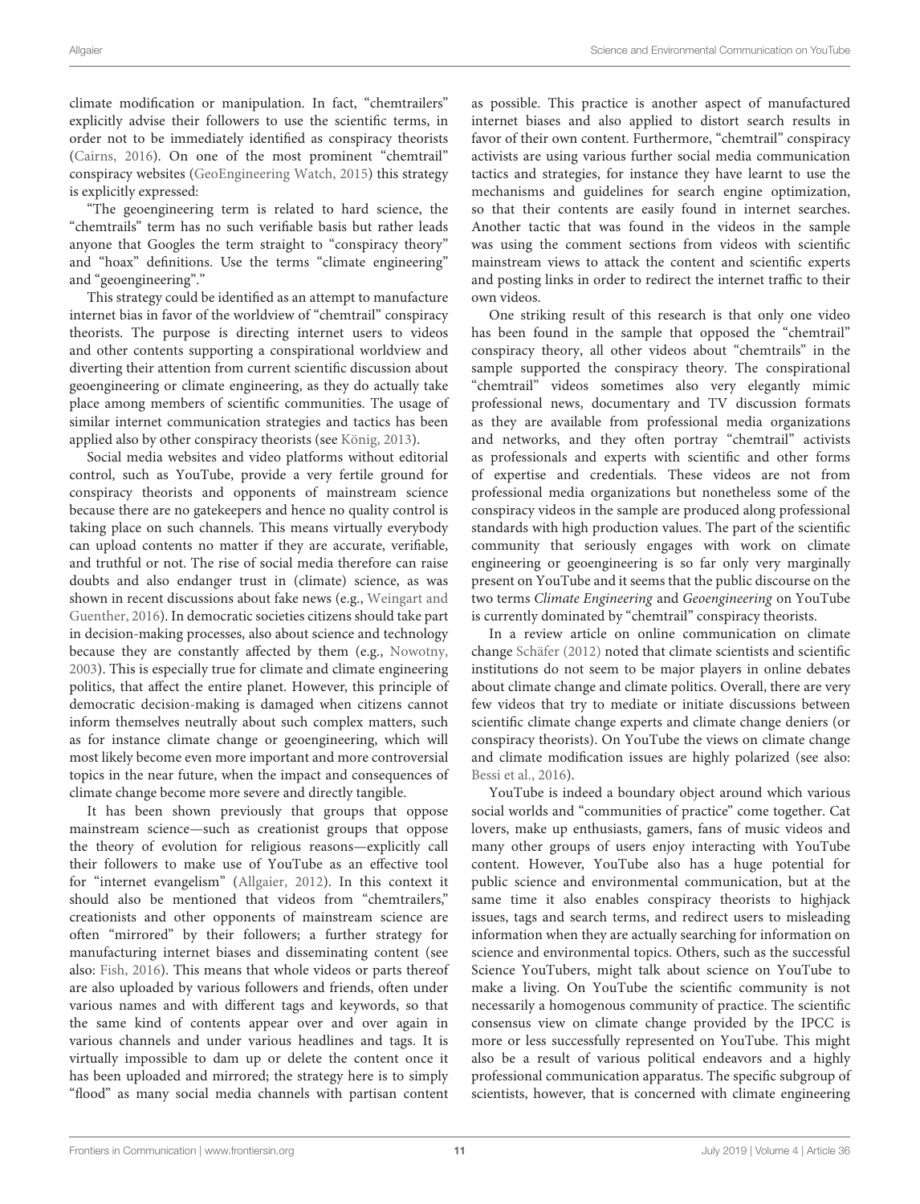climate modification or manipulation. In fact, "chemtrailers" explicitly advise their followers to use the scientific terms, in order not to be immediately identified as conspiracy theorists (Cairns, 2016). On one of the most prominent "chemtrail" conspiracy websites (GeoEngineering Watch, 2015) this strategy is explicitly expressed:

"The geoengineering term is related to hard science, the "chemtrails" term has no such verifiable basis but rather leads anyone that Googles the term straight to "conspiracy theory" and "hoax" definitions. Use the terms "climate engineering" and "geoengineering"."

This strategy could be identified as an attempt to manufacture internet bias in favor of the worldview of "chemtrail" conspiracy theorists. The purpose is directing internet users to videos and other contents supporting a conspirational worldview and diverting their attention from current scientific discussion about geoengineering or climate engineering, as they do actually take place among members of scientific communities. The usage of similar internet communication strategies and tactics has been applied also by other conspiracy theorists (see König, 2013).

Social media websites and video platforms without editorial control, such as YouTube, provide a very fertile ground for conspiracy theorists and opponents of mainstream science because there are no gatekeepers and hence no quality control is taking place on such channels. This means virtually everybody can upload contents no matter if they are accurate, verifiable, and truthful or not. The rise of social media therefore can raise doubts and also endanger trust in (climate) science, as was shown in recent discussions about fake news (e.g., Weingart and Guenther, 2016). In democratic societies citizens should take part in decision-making processes, also about science and technology because they are constantly affected by them (e.g., Nowotny, 2003). This is especially true for climate and climate engineering politics, that affect the entire planet. However, this principle of democratic decision-making is damaged when citizens cannot inform themselves neutrally about such complex matters, such as for instance climate change or geoengineering, which will most likely become even more important and more controversial topics in the near future, when the impact and consequences of climate change become more severe and directly tangible.

It has been shown previously that groups that oppose mainstream science—such as creationist groups that oppose the theory of evolution for religious reasons—explicitly call their followers to make use of YouTube as an effective tool for "internet evangelism" (Allgaier, 2012). In this context it should also be mentioned that videos from "chemtrailers," creationists and other opponents of mainstream science are often "mirrored" by their followers; a further strategy for manufacturing internet biases and disseminating content (see also: Fish, 2016). This means that whole videos or parts thereof are also uploaded by various followers and friends, often under various names and with different tags and keywords, so that the same kind of contents appear over and over again in various channels and under various headlines and tags. It is virtually impossible to dam up or delete the content once it has been uploaded and mirrored; the strategy here is to simply "flood" as many social media channels with partisan content as possible. This practice is another aspect of manufactured internet biases and also applied to distort search results in favor of their own content. Furthermore, "chemtrail" conspiracy activists are using various further social media communication tactics and strategies, for instance they have learnt to use the mechanisms and guidelines for search engine optimization, so that their contents are easily found in internet searches. Another tactic that was found in the videos in the sample was using the comment sections from videos with scientific mainstream views to attack the content and scientific experts and posting links in order to redirect the internet traffic to their own videos.

One striking result of this research is that only one video has been found in the sample that opposed the "chemtrail" conspiracy theory, all other videos about "chemtrails" in the sample supported the conspiracy theory. The conspirational "chemtrail" videos sometimes also very elegantly mimic professional news, documentary and TV discussion formats as they are available from professional media organizations and networks, and they often portray "chemtrail" activists as professionals and experts with scientific and other forms of expertise and credentials. These videos are not from professional media organizations but nonetheless some of the conspiracy videos in the sample are produced along professional standards with high production values. The part of the scientific community that seriously engages with work on climate engineering or geoengineering is so far only very marginally present on YouTube and it seems that the public discourse on the two terms *Climate Engineering* and *Geoengineering* on YouTube is currently dominated by "chemtrail" conspiracy theorists.

In a review article on online communication on climate change Schäfer (2012) noted that climate scientists and scientific institutions do not seem to be major players in online debates about climate change and climate politics. Overall, there are very few videos that try to mediate or initiate discussions between scientific climate change experts and climate change deniers (or conspiracy theorists). On YouTube the views on climate change and climate modification issues are highly polarized (see also: Bessi et al., 2016).

YouTube is indeed a boundary object around which various social worlds and "communities of practice" come together. Cat lovers, make up enthusiasts, gamers, fans of music videos and many other groups of users enjoy interacting with YouTube content. However, YouTube also has a huge potential for public science and environmental communication, but at the same time it also enables conspiracy theorists to highjack issues, tags and search terms, and redirect users to misleading information when they are actually searching for information on science and environmental topics. Others, such as the successful Science YouTubers, might talk about science on YouTube to make a living. On YouTube the scientific community is not necessarily a homogenous community of practice. The scientific consensus view on climate change provided by the IPCC is more or less successfully represented on YouTube. This might also be a result of various political endeavors and a highly professional communication apparatus. The specific subgroup of scientists, however, that is concerned with climate engineering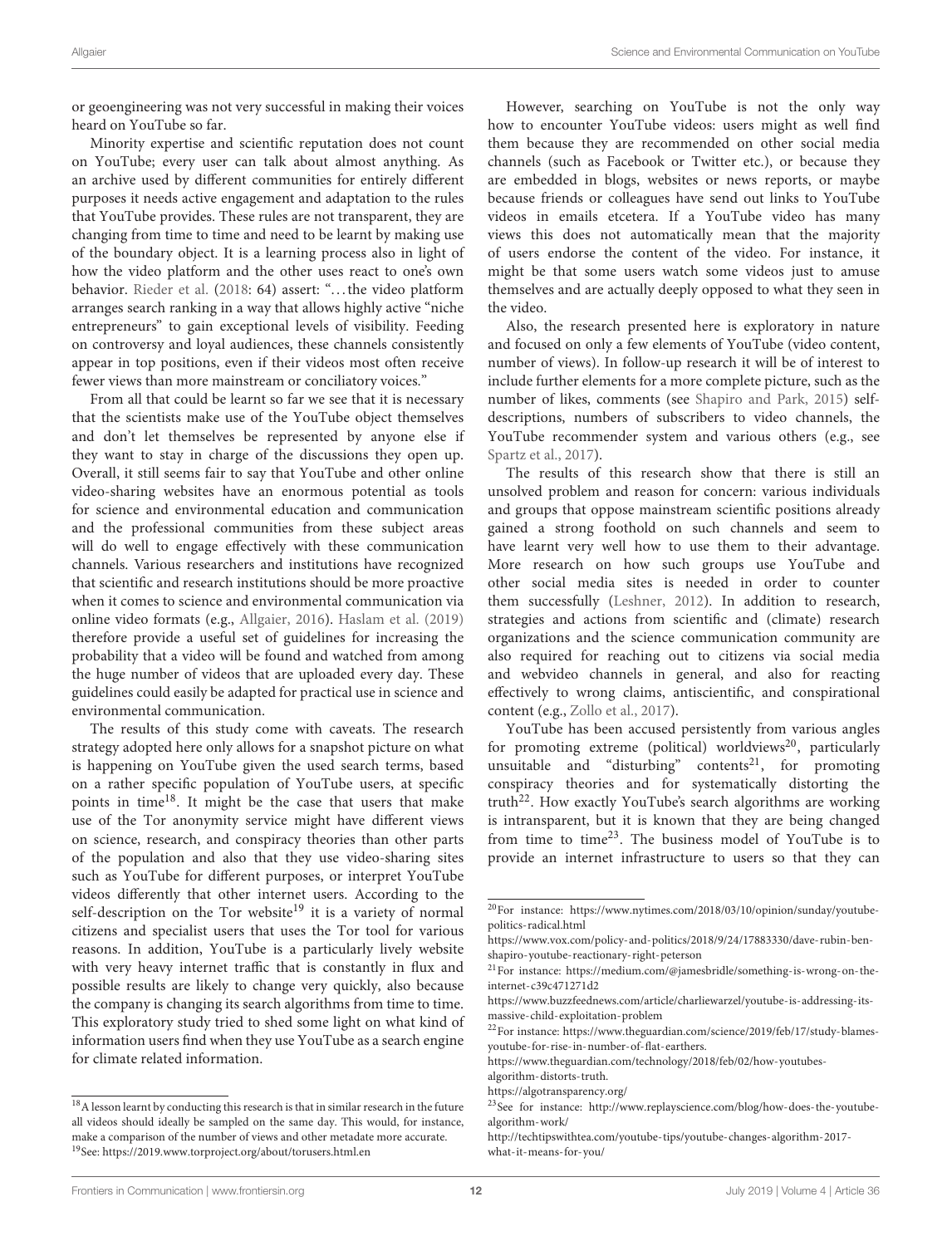or geoengineering was not very successful in making their voices heard on YouTube so far.

Minority expertise and scientific reputation does not count on YouTube; every user can talk about almost anything. As an archive used by different communities for entirely different purposes it needs active engagement and adaptation to the rules that YouTube provides. These rules are not transparent, they are changing from time to time and need to be learnt by making use of the boundary object. It is a learning process also in light of how the video platform and the other uses react to one's own behavior. Rieder et al. (2018: 64) assert: "…the video platform arranges search ranking in a way that allows highly active "niche entrepreneurs" to gain exceptional levels of visibility. Feeding on controversy and loyal audiences, these channels consistently appear in top positions, even if their videos most often receive fewer views than more mainstream or conciliatory voices."

From all that could be learnt so far we see that it is necessary that the scientists make use of the YouTube object themselves and don't let themselves be represented by anyone else if they want to stay in charge of the discussions they open up. Overall, it still seems fair to say that YouTube and other online video-sharing websites have an enormous potential as tools for science and environmental education and communication and the professional communities from these subject areas will do well to engage effectively with these communication channels. Various researchers and institutions have recognized that scientific and research institutions should be more proactive when it comes to science and environmental communication via online video formats (e.g., Allgaier, 2016). Haslam et al. (2019) therefore provide a useful set of guidelines for increasing the probability that a video will be found and watched from among the huge number of videos that are uploaded every day. These guidelines could easily be adapted for practical use in science and environmental communication.

The results of this study come with caveats. The research strategy adopted here only allows for a snapshot picture on what is happening on YouTube given the used search terms, based on a rather specific population of YouTube users, at specific points in time[18]. It might be the case that users that make use of the Tor anonymity service might have different views on science, research, and conspiracy theories than other parts of the population and also that they use video-sharing sites such as YouTube for different purposes, or interpret YouTube videos differently that other internet users. According to the self-description on the Tor website[19] it is a variety of normal citizens and specialist users that uses the Tor tool for various reasons. In addition, YouTube is a particularly lively website with very heavy internet traffic that is constantly in flux and possible results are likely to change very quickly, also because the company is changing its search algorithms from time to time. This exploratory study tried to shed some light on what kind of information users find when they use YouTube as a search engine for climate related information.

However, searching on YouTube is not the only way how to encounter YouTube videos: users might as well find them because they are recommended on other social media channels (such as Facebook or Twitter etc.), or because they are embedded in blogs, websites or news reports, or maybe because friends or colleagues have send out links to YouTube videos in emails etcetera. If a YouTube video has many views this does not automatically mean that the majority of users endorse the content of the video. For instance, it might be that some users watch some videos just to amuse themselves and are actually deeply opposed to what they seen in the video.

Also, the research presented here is exploratory in nature and focused on only a few elements of YouTube (video content, number of views). In follow-up research it will be of interest to include further elements for a more complete picture, such as the number of likes, comments (see Shapiro and Park, 2015) self-descriptions, numbers of subscribers to video channels, the YouTube recommender system and various others (e.g., see Spartz et al., 2017).

The results of this research show that there is still an unsolved problem and reason for concern: various individuals and groups that oppose mainstream scientific positions already gained a strong foothold on such channels and seem to have learnt very well how to use them to their advantage. More research on how such groups use YouTube and other social media sites is needed in order to counter them successfully (Leshner, 2012). In addition to research, strategies and actions from scientific and (climate) research organizations and the science communication community are also required for reaching out to citizens via social media and webvideo channels in general, and also for reacting effectively to wrong claims, antiscientific, and conspirational content (e.g., Zollo et al., 2017).

YouTube has been accused persistently from various angles for promoting extreme (political) worldviews[20], particularly unsuitable and "disturbing" contents[21], for promoting conspiracy theories and for systematically distorting the truth[22]. How exactly YouTube's search algorithms are working is intransparent, but it is known that they are being changed from time to time[23]. The business model of YouTube is to provide an internet infrastructure to users so that they can

---

[18] A lesson learnt by conducting this research is that in similar research in the future all videos should ideally be sampled on the same day. This would, for instance, make a comparison of the number of views and other metadate more accurate.

[19] See: https://2019.www.torproject.org/about/torusers.html.en

[20] For instance: https://www.nytimes.com/2018/03/10/opinion/sunday/youtube-politics-radical.html
https://www.vox.com/policy-and-politics/2018/9/24/17883330/dave-rubin-ben-shapiro-youtube-reactionary-right-peterson

[21] For instance: https://medium.com/@jamesbridle/something-is-wrong-on-the-internet-c39c471271d2
https://www.buzzfeednews.com/article/charliewarzel/youtube-is-addressing-its-massive-child-exploitation-problem

[22] For instance: https://www.theguardian.com/science/2019/feb/17/study-blames-youtube-for-rise-in-number-of-flat-earthers.
https://www.theguardian.com/technology/2018/feb/02/how-youtubes-algorithm-distorts-truth.
https://algotransparency.org/

[23] See for instance: http://www.replayscience.com/blog/how-does-the-youtube-algorithm-work/
http://techtipswithtea.com/youtube-tips/youtube-changes-algorithm-2017-what-it-means-for-you/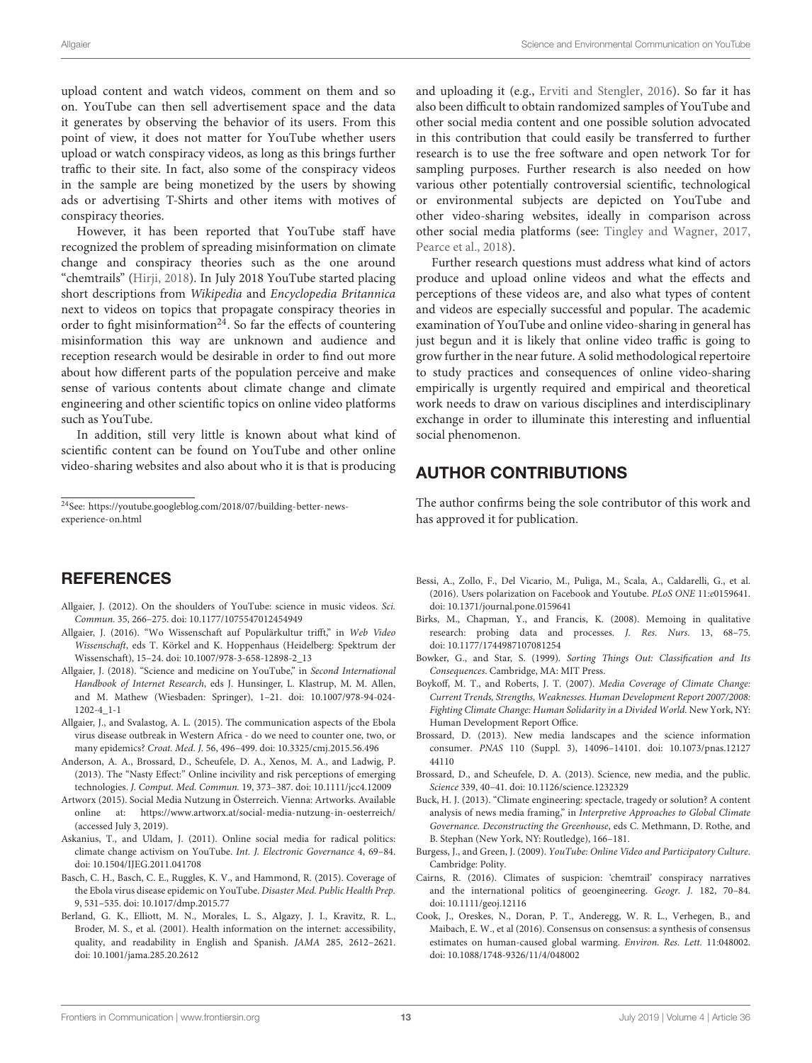upload content and watch videos, comment on them and so on. YouTube can then sell advertisement space and the data it generates by observing the behavior of its users. From this point of view, it does not matter for YouTube whether users upload or watch conspiracy videos, as long as this brings further traffic to their site. In fact, also some of the conspiracy videos in the sample are being monetized by the users by showing ads or advertising T-Shirts and other items with motives of conspiracy theories.

However, it has been reported that YouTube staff have recognized the problem of spreading misinformation on climate change and conspiracy theories such as the one around "chemtrails" (Hirji, 2018). In July 2018 YouTube started placing short descriptions from *Wikipedia* and *Encyclopedia Britannica* next to videos on topics that propagate conspiracy theories in order to fight misinformation[24]. So far the effects of countering misinformation this way are unknown and audience and reception research would be desirable in order to find out more about how different parts of the population perceive and make sense of various contents about climate change and climate engineering and other scientific topics on online video platforms such as YouTube.

In addition, still very little is known about what kind of scientific content can be found on YouTube and other online video-sharing websites and also about who it is that is producing and uploading it (e.g., Erviti and Stengler, 2016). So far it has also been difficult to obtain randomized samples of YouTube and other social media content and one possible solution advocated in this contribution that could easily be transferred to further research is to use the free software and open network Tor for sampling purposes. Further research is also needed on how various other potentially controversial scientific, technological or environmental subjects are depicted on YouTube and other video-sharing websites, ideally in comparison across other social media platforms (see: Tingley and Wagner, 2017, Pearce et al., 2018).

Further research questions must address what kind of actors produce and upload online videos and what the effects and perceptions of these videos are, and also what types of content and videos are especially successful and popular. The academic examination of YouTube and online video-sharing in general has just begun and it is likely that online video traffic is going to grow further in the near future. A solid methodological repertoire to study practices and consequences of online video-sharing empirically is urgently required and empirical and theoretical work needs to draw on various disciplines and interdisciplinary exchange in order to illuminate this interesting and influential social phenomenon.

[24]See: https://youtube.googleblog.com/2018/07/building-better-news-experience-on.html

## AUTHOR CONTRIBUTIONS

The author confirms being the sole contributor of this work and has approved it for publication.

## REFERENCES

Allgaier, J. (2012). On the shoulders of YouTube: science in music videos. *Sci. Commun.* 35, 266–275. doi: 10.1177/1075547012454949

Allgaier, J. (2016). "Wo Wissenschaft auf Populärkultur trifft," in *Web Video Wissenschaft*, eds T. Körkel and K. Hoppenhaus (Heidelberg: Spektrum der Wissenschaft), 15–24. doi: 10.1007/978-3-658-12898-2_13

Allgaier, J. (2018). "Science and medicine on YouTube," in *Second International Handbook of Internet Research*, eds J. Hunsinger, L. Klastrup, M. M. Allen, and M. Mathew (Wiesbaden: Springer), 1–21. doi: 10.1007/978-94-024-1202-4_1-1

Allgaier, J., and Svalastog, A. L. (2015). The communication aspects of the Ebola virus disease outbreak in Western Africa - do we need to counter one, two, or many epidemics? *Croat. Med. J.* 56, 496–499. doi: 10.3325/cmj.2015.56.496

Anderson, A. A., Brossard, D., Scheufele, D. A., Xenos, M. A., and Ladwig, P. (2013). The "Nasty Effect:" Online incivility and risk perceptions of emerging technologies. *J. Comput. Med. Commun.* 19, 373–387. doi: 10.1111/jcc4.12009

Artworx (2015). Social Media Nutzung in Österreich. Vienna: Artworks. Available online at: https://www.artworx.at/social-media-nutzung-in-oesterreich/ (accessed July 3, 2019).

Askanius, T., and Uldam, J. (2011). Online social media for radical politics: climate change activism on YouTube. *Int. J. Electronic Governance* 4, 69–84. doi: 10.1504/IJEG.2011.041708

Basch, C. H., Basch, C. E., Ruggles, K. V., and Hammond, R. (2015). Coverage of the Ebola virus disease epidemic on YouTube. *Disaster Med. Public Health Prep.* 9, 531–535. doi: 10.1017/dmp.2015.77

Berland, G. K., Elliott, M. N., Morales, L. S., Algazy, J. I., Kravitz, R. L., Broder, M. S., et al. (2001). Health information on the internet: accessibility, quality, and readability in English and Spanish. *JAMA* 285, 2612–2621. doi: 10.1001/jama.285.20.2612

Bessi, A., Zollo, F., Del Vicario, M., Puliga, M., Scala, A., Caldarelli, G., et al. (2016). Users polarization on Facebook and Youtube. *PLoS ONE* 11:e0159641. doi: 10.1371/journal.pone.0159641

Birks, M., Chapman, Y., and Francis, K. (2008). Memoing in qualitative research: probing data and processes. *J. Res. Nurs.* 13, 68–75. doi: 10.1177/1744987107081254

Bowker, G., and Star, S. (1999). *Sorting Things Out: Classification and Its Consequences*. Cambridge, MA: MIT Press.

Boykoff, M. T., and Roberts, J. T. (2007). *Media Coverage of Climate Change: Current Trends, Strengths, Weaknesses. Human Development Report 2007/2008: Fighting Climate Change: Human Solidarity in a Divided World.* New York, NY: Human Development Report Office.

Brossard, D. (2013). New media landscapes and the science information consumer. *PNAS* 110 (Suppl. 3), 14096–14101. doi: 10.1073/pnas.1212744110

Brossard, D., and Scheufele, D. A. (2013). Science, new media, and the public. *Science* 339, 40–41. doi: 10.1126/science.1232329

Buck, H. J. (2013). "Climate engineering: spectacle, tragedy or solution? A content analysis of news media framing," in *Interpretive Approaches to Global Climate Governance. Deconstructing the Greenhouse*, eds C. Methmann, D. Rothe, and B. Stephan (New York, NY: Routledge), 166–181.

Burgess, J., and Green, J. (2009). *YouTube: Online Video and Participatory Culture*. Cambridge: Polity.

Cairns, R. (2016). Climates of suspicion: 'chemtrail' conspiracy narratives and the international politics of geoengineering. *Geogr. J.* 182, 70–84. doi: 10.1111/geoj.12116

Cook, J., Oreskes, N., Doran, P. T., Anderegg, W. R. L., Verhegen, B., and Maibach, E. W., et al (2016). Consensus on consensus: a synthesis of consensus estimates on human-caused global warming. *Environ. Res. Lett.* 11:048002. doi: 10.1088/1748-9326/11/4/048002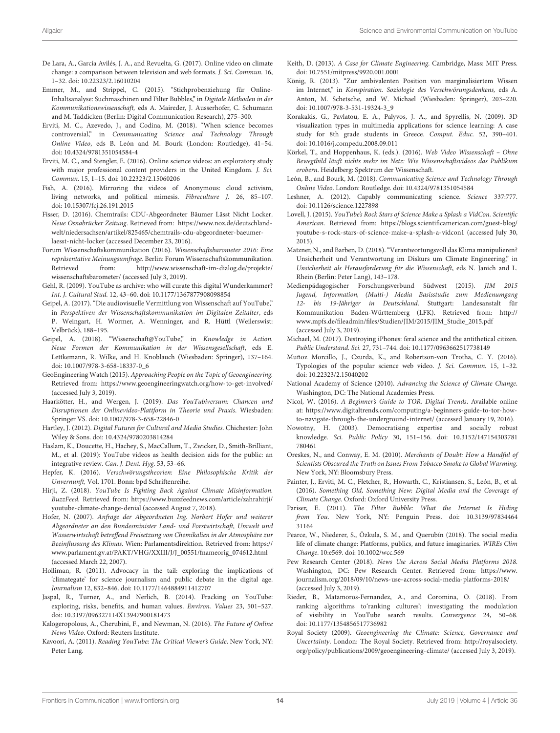De Lara, A., García Avilés, J. A., and Revuelta, G. (2017). Online video on climate change: a comparison between television and web formats. *J. Sci. Commun.* 16, 1–32. doi: 10.22323/2.16010204

Emmer, M., and Strippel, C. (2015). "Stichprobenziehung für Online-Inhaltsanalyse: Suchmaschinen und Filter Bubbles," in *Digitale Methoden in der Kommunikationswissenschaft,* eds A. Maireder, J. Ausserhofer, C. Schumann and M. Taddicken (Berlin: Digital Communication Research), 275–300.

Erviti, M. C., Azevedo, J., and Codina, M. (2018). "When science becomes controversial," in *Communicating Science and Technology Through Online Video*, eds B. León and M. Bourk (London: Routledge), 41–54. doi: 10.4324/9781351054584-4

Erviti, M. C., and Stengler, E. (2016). Online science videos: an exploratory study with major professional content providers in the United Kingdom. *J. Sci. Commun.* 15, 1–15. doi: 10.22323/2.15060206

Fish, A. (2016). Mirroring the videos of Anonymous: cloud activism, living networks, and political mimesis. *Fibreculture J.* 26, 85–107. doi: 10.15307/fcj.26.191.2015

Fisser, D. (2016). Chemtrails: CDU-Abgeordneter Bäumer Lässt Nicht Locker. *Neue Osnabrücker Zeitung*. Retrieved from: https://www.noz.de/deutschland-welt/niedersachsen/artikel/825465/chemtrails-cdu-abgeordneter-baeumer-laesst-nicht-locker (accessed December 23, 2016).

Forum Wissenschaftskommunikation (2016). *Wissenschaftsbarometer 2016: Eine repräsentative Meinungsumfrage*. Berlin: Forum Wissenschaftskommunikation. Retrieved from: http://www.wissenschaft-im-dialog.de/projekte/wissenschaftsbarometer/ (accessed July 3, 2019).

Gehl, R. (2009). YouTube as archive: who will curate this digital Wunderkammer? *Int. J. Cultural Stud.* 12, 43–60. doi: 10.1177/1367877908098854

Geipel, A. (2017). "Die audiovisuelle Vermittlung von Wissenschaft auf YouTube," in *Perspektiven der Wissenschaftskommunikation im Digitalen Zeitalter*, eds P. Weingart, H. Wormer, A. Wenninger, and R. Hüttl (Weilerswist: Velbrück), 188–195.

Geipel, A. (2018). "Wissenschaft@YouTube," in *Knowledge in Action. Neue Formen der Kommunikation in der Wissensgesellschaft*, eds E. Lettkemann, R. Wilke, and H. Knoblauch (Wiesbaden: Springer), 137–164. doi: 10.1007/978-3-658-18337-0_6

GeoEngineering Watch (2015). *Approaching People on the Topic of Geoengineering*. Retrieved from: https://www.geoengineeringwatch.org/how-to-get-involved/ (accessed July 3, 2019).

Haarkötter, H., and Wergen, J. (2019). *Das YouTubiversum: Chancen und Disruptionen der Onlinevideo-Plattform in Theorie und Praxis*. Wiesbaden: Springer VS. doi: 10.1007/978-3-658-22846-0

Hartley, J. (2012). *Digital Futures for Cultural and Media Studies*. Chichester: John Wiley & Sons. doi: 10.4324/9780203814284

Haslam, K., Doucette, H., Hachey, S., MacCallum, T., Zwicker, D., Smith-Brilliant, M., et al. (2019): YouTube videos as health decision aids for the public: an integrative review. *Can. J. Dent. Hyg.* 53, 53–66.

Hepfer, K. (2016). *Verschwörungstheorien: Eine Philosophische Kritik der Unvernunft,* Vol. 1701. Bonn: bpd Schriftenreihe.

Hirji, Z. (2018). *YouTube Is Fighting Back Against Climate Misinformation. BuzzFeed.* Retrieved from: https://www.buzzfeednews.com/article/zahrahirji/youtube-climate-change-denial (accessed August 7, 2018).

Hofer, N. (2007). *Anfrage der Abgeordneten Ing. Norbert Hofer und weiterer Abgeordneter an den Bundesminister Land- und Forstwirtschaft, Umwelt und Wasserwirtschaft betreffend Freisetzung von Chemikalien in der Atmosphäre zur Beeinflussung des Klimas*. Wien: Parlamentsdirektion. Retrieved from: https://www.parlament.gv.at/PAKT/VHG/XXIII/J/J_00551/fnameorig_074612.html (accessed March 22, 2007).

Holliman, R. (2011). Advocacy in the tail: exploring the implications of 'climategate' for science journalism and public debate in the digital age. *Journalism* 12, 832–846. doi: 10.1177/1464884911412707

Jaspal, R., Turner, A., and Nerlich, B. (2014). Fracking on YouTube: exploring, risks, benefits, and human values. *Environ. Values* 23, 501–527. doi: 10.3197/096327114X13947900181473

Kalogeropolous, A., Cherubini, F., and Newman, N. (2016). *The Future of Online News Video*. Oxford: Reuters Institute.

Kavoori, A. (2011). *Reading YouTube: The Critical Viewer's Guide*. New York, NY: Peter Lang.

Keith, D. (2013). *A Case for Climate Engineering*. Cambridge, Mass: MIT Press. doi: 10.7551/mitpress/9920.001.0001

König, R. (2013). "Zur ambivalenten Position von marginalisiertem Wissen im Internet," in *Konspiration. Soziologie des Verschwörungsdenkens,* eds A. Anton, M. Schetsche, and W. Michael (Wiesbaden: Springer), 203–220. doi: 10.1007/978-3-531-19324-3_9

Korakakis, G., Pavlatou, E. A., Palyvos, J. A., and Spyrellis, N. (2009). 3D visualization types in multimedia applications for science learning: A case study for 8th grade students in Greece. *Comput. Educ.* 52, 390–401. doi: 10.1016/j.compedu.2008.09.011

Körkel, T., and Hoppenhaus, K. (eds.). (2016). *Web Video Wissenschaft – Ohne Bewegtbild läuft nichts mehr im Netz: Wie Wissenschaftsvideos das Publikum erobern*. Heidelberg: Spektrum der Wissenschaft.

León, B., and Bourk, M. (2018). *Communicating Science and Technology Through Online Video*. London: Routledge. doi: 10.4324/9781351054584

Leshner, A. (2012). Capably communicating science. *Science* 337:777. doi: 10.1126/science.1227898

Lovell, J. (2015). *YouTube's Rock Stars of Science Make a Splash a VidCon. Scientific American*. Retrieved from: https://blogs.scientificamerican.com/guest-blog/youtube-s-rock-stars-of-science-make-a-splash-a-vidcon1 (accessed July 30, 2015).

Matzner, N., and Barben, D. (2018). "Verantwortungsvoll das Klima manipulieren? Unsicherheit und Verantwortung im Diskurs um Climate Engineering," in *Unsicherheit als Herausforderung für die Wissenschaft*, eds N. Janich and L. Rhein (Berlin: Peter Lang), 143–178.

Medienpädagogischer Forschungsverbund Südwest (2015). *JIM 2015 Jugend, Information, (Multi-) Media Basisstudie zum Medienumgang 12- bis 19-Jähriger in Deutschland*. Stuttgart: Landesanstalt für Kommunikation Baden-Württemberg (LFK). Retrieved from: http://www.mpfs.de/fileadmin/files/Studien/JIM/2015/JIM_Studie_2015.pdf (accessed July 3, 2019).

Michael, M. (2017). Destroying iPhones: feral science and the antithetical citizen. *Public Understand. Sci.* 27, 731–744. doi: 10.1177/0963662517738149

Muñoz Morcillo, J., Czurda, K., and Robertson-von Trotha, C. Y. (2016). Typologies of the popular science web video. *J. Sci. Commun.* 15, 1–32. doi: 10.22323/2.15040202

National Academy of Science (2010). *Advancing the Science of Climate Change*. Washington, DC: The National Academies Press.

Nicol, W. (2016). *A Beginner's Guide to TOR. Digital Trends*. Available online at: https://www.digitaltrends.com/computing/a-beginners-guide-to-tor-how-to-navigate-through-the-underground-internet/ (accessed January 19, 2016).

Nowotny, H. (2003). Democratising expertise and socially robust knowledge. *Sci. Public Policy* 30, 151–156. doi: 10.3152/147154303781780461

Oreskes, N., and Conway, E. M. (2010). *Merchants of Doubt: How a Handful of Scientists Obscured the Truth on Issues From Tobacco Smoke to Global Warming*. New York, NY: Bloomsbury Press.

Painter, J., Erviti, M. C., Fletcher, R., Howarth, C., Kristiansen, S., León, B., et al. (2016). *Something Old, Something New: Digital Media and the Coverage of Climate Change*. Oxford: Oxford University Press.

Pariser, E. (2011). *The Filter Bubble: What the Internet Is Hiding from You*. New York, NY: Penguin Press. doi: 10.3139/9783446431164

Pearce, W., Niederer, S., Özkula, S. M., and Querubín (2018). The social media life of climate change: Platforms, publics, and future imaginaries. *WIREs Clim Change*. 10:e569. doi: 10.1002/wcc.569

Pew Research Center (2018). *News Use Across Social Media Platforms 2018*. Washington, DC: Pew Research Center. Retrieved from: https://www.journalism.org/2018/09/10/news-use-across-social-media-platforms-2018/ (accessed July 3, 2019).

Rieder, B., Matamoros-Fernandez, A., and Coromina, O. (2018). From ranking algorithms to'ranking cultures': investigating the modulation of visibility in YouTube search results. *Convergence* 24, 50–68. doi: 10.1177/1354856517736982

Royal Society (2009). *Geoengineering the Climate: Science, Governance and Uncertainty*. London: The Royal Society. Retrieved from: http://royalsociety.org/policy/publications/2009/geoengineering-climate/ (accessed July 3, 2019).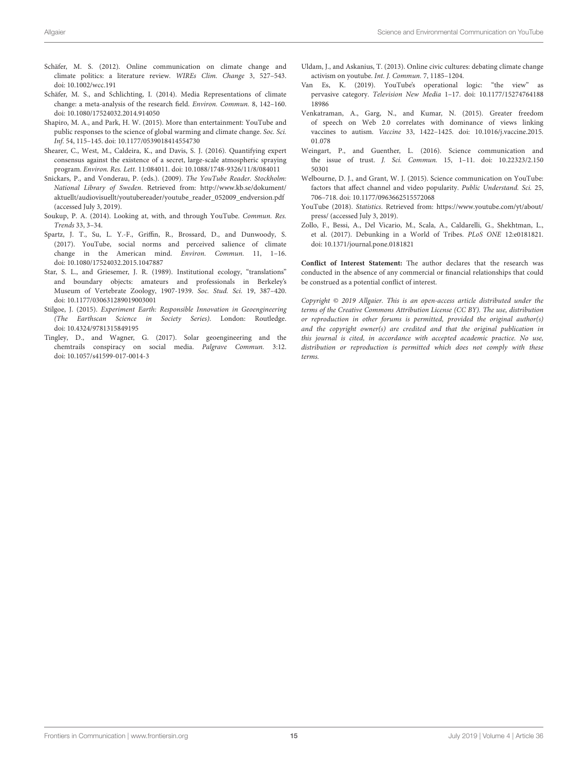Schäfer, M. S. (2012). Online communication on climate change and climate politics: a literature review. *WIREs Clim. Change* 3, 527–543. doi: 10.1002/wcc.191

Schäfer, M. S., and Schlichting, I. (2014). Media Representations of climate change: a meta-analysis of the research field. *Environ. Commun.* 8, 142–160. doi: 10.1080/17524032.2014.914050

Shapiro, M. A., and Park, H. W. (2015). More than entertainment: YouTube and public responses to the science of global warming and climate change. *Soc. Sci. Inf.* 54, 115–145. doi: 10.1177/0539018414554730

Shearer, C., West, M., Caldeira, K., and Davis, S. J. (2016). Quantifying expert consensus against the existence of a secret, large-scale atmospheric spraying program. *Environ. Res. Lett.* 11:084011. doi: 10.1088/1748-9326/11/8/084011

Snickars, P., and Vonderau, P. (eds.). (2009). *The YouTube Reader. Stockholm: National Library of Sweden.* Retrieved from: http://www.kb.se/dokument/aktuellt/audiovisuellt/youtubereader/youtube_reader_052009_endversion.pdf (accessed July 3, 2019).

Soukup, P. A. (2014). Looking at, with, and through YouTube. *Commun. Res. Trends* 33, 3–34.

Spartz, J. T., Su, L. Y.-F., Griffin, R., Brossard, D., and Dunwoody, S. (2017). YouTube, social norms and perceived salience of climate change in the American mind. *Environ. Commun.* 11, 1–16. doi: 10.1080/17524032.2015.1047887

Star, S. L., and Griesemer, J. R. (1989). Institutional ecology, "translations" and boundary objects: amateurs and professionals in Berkeley's Museum of Vertebrate Zoology, 1907-1939. *Soc. Stud. Sci.* 19, 387–420. doi: 10.1177/030631289019003001

Stilgoe, J. (2015). *Experiment Earth: Responsible Innovation in Geoengineering (The Earthscan Science in Society Series).* London: Routledge. doi: 10.4324/9781315849195

Tingley, D., and Wagner, G. (2017). Solar geoengineering and the chemtrails conspiracy on social media. *Palgrave Commun.* 3:12. doi: 10.1057/s41599-017-0014-3

Uldam, J., and Askanius, T. (2013). Online civic cultures: debating climate change activism on youtube. *Int. J. Commun.* 7, 1185–1204.

Van Es, K. (2019). YouTube's operational logic: "the view" as pervasive category. *Television New Media* 1–17. doi: 10.1177/1527476418818986

Venkatraman, A., Garg, N., and Kumar, N. (2015). Greater freedom of speech on Web 2.0 correlates with dominance of views linking vaccines to autism. *Vaccine* 33, 1422–1425. doi: 10.1016/j.vaccine.2015.01.078

Weingart, P., and Guenther, L. (2016). Science communication and the issue of trust. *J. Sci. Commun.* 15, 1–11. doi: 10.22323/2.15050301

Welbourne, D. J., and Grant, W. J. (2015). Science communication on YouTube: factors that affect channel and video popularity. *Public Understand. Sci.* 25, 706–718. doi: 10.1177/0963662515572068

YouTube (2018). *Statistics*. Retrieved from: https://www.youtube.com/yt/about/press/ (accessed July 3, 2019).

Zollo, F., Bessi, A., Del Vicario, M., Scala, A., Caldarelli, G., Shekhtman, L., et al. (2017). Debunking in a World of Tribes. *PLoS ONE* 12:e0181821. doi: 10.1371/journal.pone.0181821

**Conflict of Interest Statement:** The author declares that the research was conducted in the absence of any commercial or financial relationships that could be construed as a potential conflict of interest.

*Copyright © 2019 Allgaier. This is an open-access article distributed under the terms of the Creative Commons Attribution License (CC BY). The use, distribution or reproduction in other forums is permitted, provided the original author(s) and the copyright owner(s) are credited and that the original publication in this journal is cited, in accordance with accepted academic practice. No use, distribution or reproduction is permitted which does not comply with these terms.*